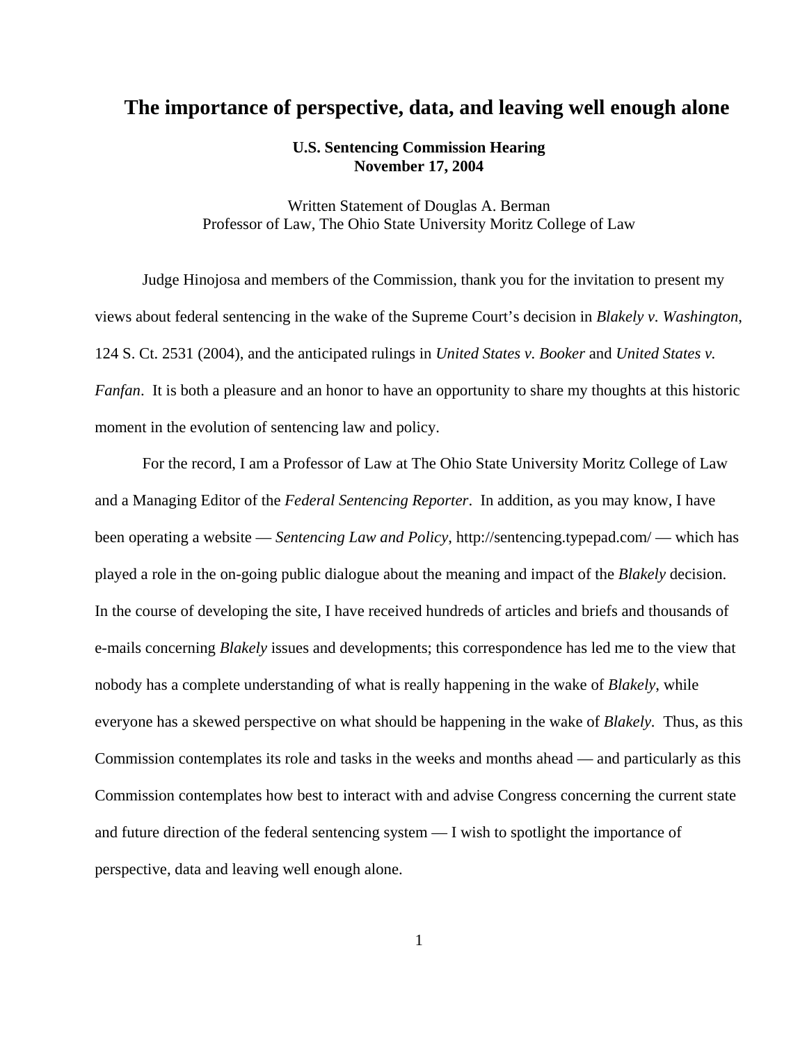# The importance of perspective, data, and leaving well enough alone

**U.S. Sentencing Commission Hearing**
**November 17, 2004**

Written Statement of Douglas A. Berman
Professor of Law, The Ohio State University Moritz College of Law

Judge Hinojosa and members of the Commission, thank you for the invitation to present my views about federal sentencing in the wake of the Supreme Court's decision in *Blakely v. Washington*, 124 S. Ct. 2531 (2004), and the anticipated rulings in *United States v. Booker* and *United States v. Fanfan*. It is both a pleasure and an honor to have an opportunity to share my thoughts at this historic moment in the evolution of sentencing law and policy.

For the record, I am a Professor of Law at The Ohio State University Moritz College of Law and a Managing Editor of the *Federal Sentencing Reporter*. In addition, as you may know, I have been operating a website — *Sentencing Law and Policy*, http://sentencing.typepad.com/ — which has played a role in the on-going public dialogue about the meaning and impact of the *Blakely* decision. In the course of developing the site, I have received hundreds of articles and briefs and thousands of e-mails concerning *Blakely* issues and developments; this correspondence has led me to the view that nobody has a complete understanding of what is really happening in the wake of *Blakely*, while everyone has a skewed perspective on what should be happening in the wake of *Blakely*. Thus, as this Commission contemplates its role and tasks in the weeks and months ahead — and particularly as this Commission contemplates how best to interact with and advise Congress concerning the current state and future direction of the federal sentencing system — I wish to spotlight the importance of perspective, data and leaving well enough alone.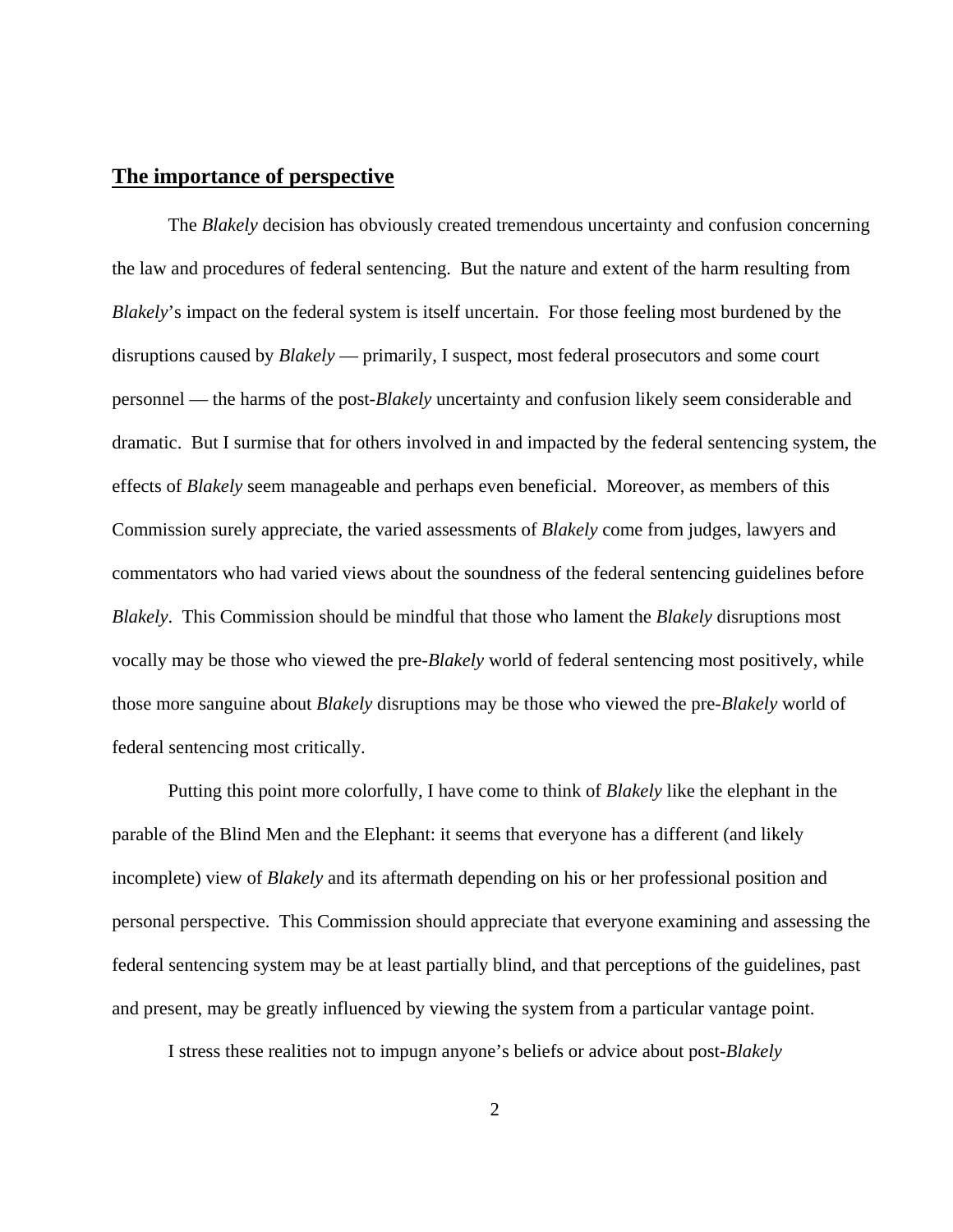## The importance of perspective

The *Blakely* decision has obviously created tremendous uncertainty and confusion concerning the law and procedures of federal sentencing. But the nature and extent of the harm resulting from *Blakely*'s impact on the federal system is itself uncertain. For those feeling most burdened by the disruptions caused by *Blakely* — primarily, I suspect, most federal prosecutors and some court personnel — the harms of the post-*Blakely* uncertainty and confusion likely seem considerable and dramatic. But I surmise that for others involved in and impacted by the federal sentencing system, the effects of *Blakely* seem manageable and perhaps even beneficial. Moreover, as members of this Commission surely appreciate, the varied assessments of *Blakely* come from judges, lawyers and commentators who had varied views about the soundness of the federal sentencing guidelines before *Blakely*. This Commission should be mindful that those who lament the *Blakely* disruptions most vocally may be those who viewed the pre-*Blakely* world of federal sentencing most positively, while those more sanguine about *Blakely* disruptions may be those who viewed the pre-*Blakely* world of federal sentencing most critically.

Putting this point more colorfully, I have come to think of *Blakely* like the elephant in the parable of the Blind Men and the Elephant: it seems that everyone has a different (and likely incomplete) view of *Blakely* and its aftermath depending on his or her professional position and personal perspective. This Commission should appreciate that everyone examining and assessing the federal sentencing system may be at least partially blind, and that perceptions of the guidelines, past and present, may be greatly influenced by viewing the system from a particular vantage point.

I stress these realities not to impugn anyone's beliefs or advice about post-*Blakely*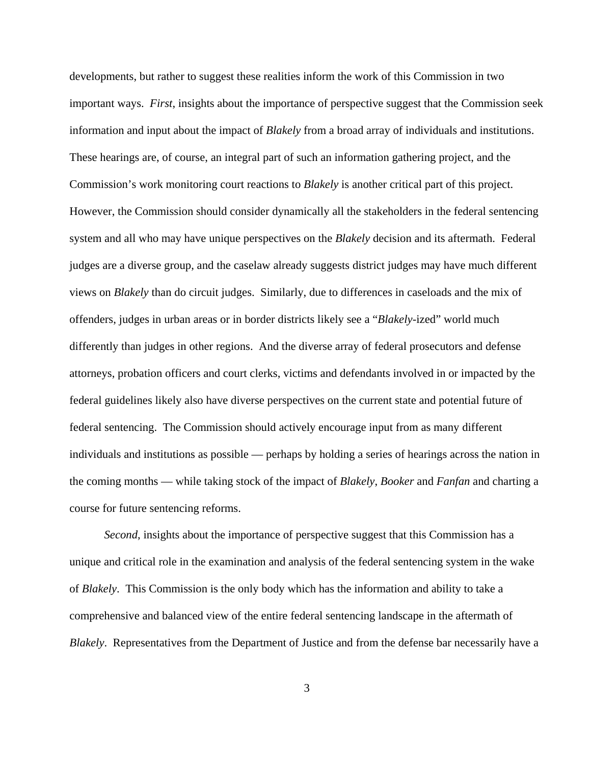developments, but rather to suggest these realities inform the work of this Commission in two important ways. *First*, insights about the importance of perspective suggest that the Commission seek information and input about the impact of *Blakely* from a broad array of individuals and institutions. These hearings are, of course, an integral part of such an information gathering project, and the Commission's work monitoring court reactions to *Blakely* is another critical part of this project. However, the Commission should consider dynamically all the stakeholders in the federal sentencing system and all who may have unique perspectives on the *Blakely* decision and its aftermath. Federal judges are a diverse group, and the caselaw already suggests district judges may have much different views on *Blakely* than do circuit judges. Similarly, due to differences in caseloads and the mix of offenders, judges in urban areas or in border districts likely see a "*Blakely*-ized" world much differently than judges in other regions. And the diverse array of federal prosecutors and defense attorneys, probation officers and court clerks, victims and defendants involved in or impacted by the federal guidelines likely also have diverse perspectives on the current state and potential future of federal sentencing. The Commission should actively encourage input from as many different individuals and institutions as possible — perhaps by holding a series of hearings across the nation in the coming months — while taking stock of the impact of *Blakely*, *Booker* and *Fanfan* and charting a course for future sentencing reforms.

*Second*, insights about the importance of perspective suggest that this Commission has a unique and critical role in the examination and analysis of the federal sentencing system in the wake of *Blakely*. This Commission is the only body which has the information and ability to take a comprehensive and balanced view of the entire federal sentencing landscape in the aftermath of *Blakely*. Representatives from the Department of Justice and from the defense bar necessarily have a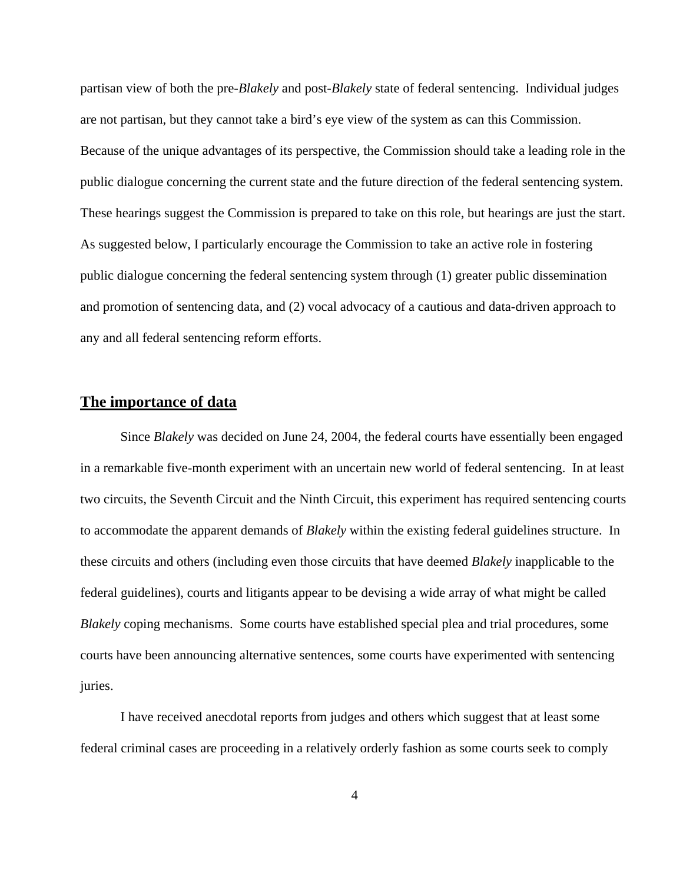partisan view of both the pre-*Blakely* and post-*Blakely* state of federal sentencing. Individual judges are not partisan, but they cannot take a bird's eye view of the system as can this Commission. Because of the unique advantages of its perspective, the Commission should take a leading role in the public dialogue concerning the current state and the future direction of the federal sentencing system. These hearings suggest the Commission is prepared to take on this role, but hearings are just the start. As suggested below, I particularly encourage the Commission to take an active role in fostering public dialogue concerning the federal sentencing system through (1) greater public dissemination and promotion of sentencing data, and (2) vocal advocacy of a cautious and data-driven approach to any and all federal sentencing reform efforts.

## **The importance of data**

Since *Blakely* was decided on June 24, 2004, the federal courts have essentially been engaged in a remarkable five-month experiment with an uncertain new world of federal sentencing. In at least two circuits, the Seventh Circuit and the Ninth Circuit, this experiment has required sentencing courts to accommodate the apparent demands of *Blakely* within the existing federal guidelines structure. In these circuits and others (including even those circuits that have deemed *Blakely* inapplicable to the federal guidelines), courts and litigants appear to be devising a wide array of what might be called *Blakely* coping mechanisms. Some courts have established special plea and trial procedures, some courts have been announcing alternative sentences, some courts have experimented with sentencing juries.

I have received anecdotal reports from judges and others which suggest that at least some federal criminal cases are proceeding in a relatively orderly fashion as some courts seek to comply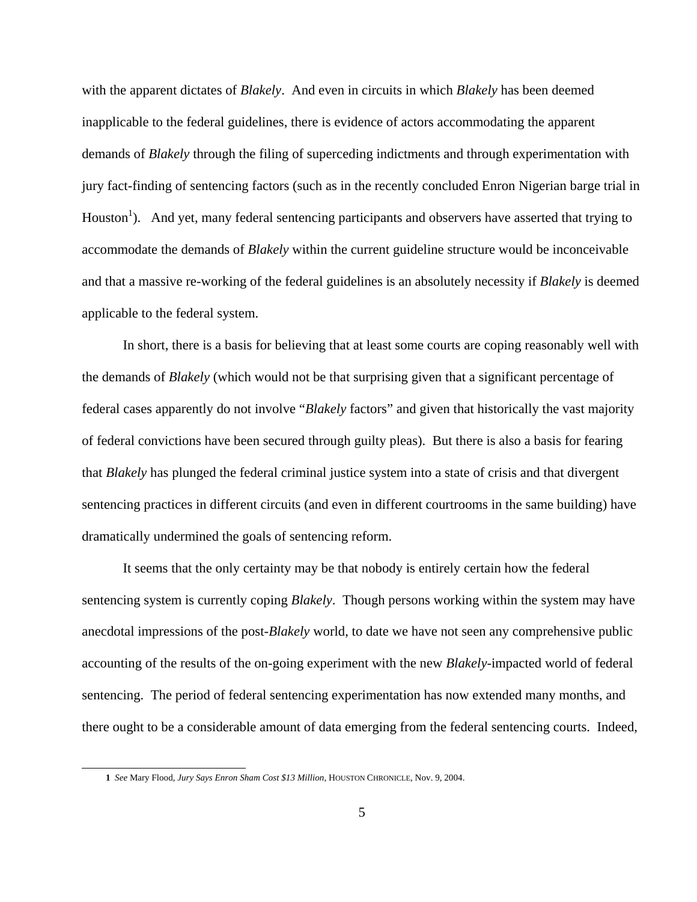with the apparent dictates of *Blakely*. And even in circuits in which *Blakely* has been deemed inapplicable to the federal guidelines, there is evidence of actors accommodating the apparent demands of *Blakely* through the filing of superceding indictments and through experimentation with jury fact-finding of sentencing factors (such as in the recently concluded Enron Nigerian barge trial in Houston[1]). And yet, many federal sentencing participants and observers have asserted that trying to accommodate the demands of *Blakely* within the current guideline structure would be inconceivable and that a massive re-working of the federal guidelines is an absolutely necessity if *Blakely* is deemed applicable to the federal system.

In short, there is a basis for believing that at least some courts are coping reasonably well with the demands of *Blakely* (which would not be that surprising given that a significant percentage of federal cases apparently do not involve "*Blakely* factors" and given that historically the vast majority of federal convictions have been secured through guilty pleas). But there is also a basis for fearing that *Blakely* has plunged the federal criminal justice system into a state of crisis and that divergent sentencing practices in different circuits (and even in different courtrooms in the same building) have dramatically undermined the goals of sentencing reform.

It seems that the only certainty may be that nobody is entirely certain how the federal sentencing system is currently coping *Blakely*. Though persons working within the system may have anecdotal impressions of the post-*Blakely* world, to date we have not seen any comprehensive public accounting of the results of the on-going experiment with the new *Blakely*-impacted world of federal sentencing. The period of federal sentencing experimentation has now extended many months, and there ought to be a considerable amount of data emerging from the federal sentencing courts. Indeed,

---

[1] *See* Mary Flood, *Jury Says Enron Sham Cost $13 Million*, HOUSTON CHRONICLE, Nov. 9, 2004.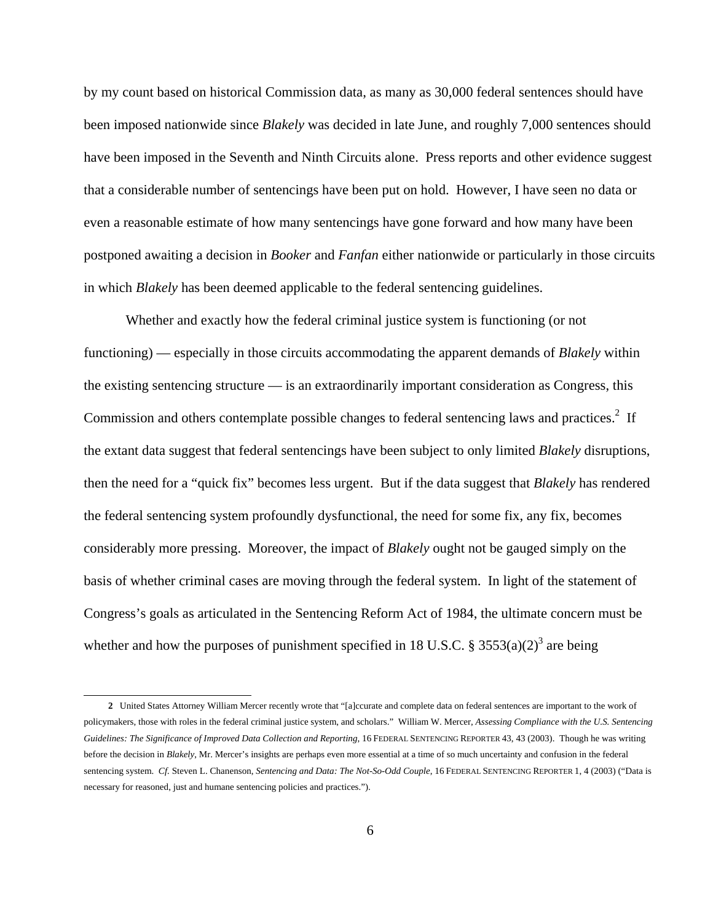by my count based on historical Commission data, as many as 30,000 federal sentences should have been imposed nationwide since *Blakely* was decided in late June, and roughly 7,000 sentences should have been imposed in the Seventh and Ninth Circuits alone. Press reports and other evidence suggest that a considerable number of sentencings have been put on hold. However, I have seen no data or even a reasonable estimate of how many sentencings have gone forward and how many have been postponed awaiting a decision in *Booker* and *Fanfan* either nationwide or particularly in those circuits in which *Blakely* has been deemed applicable to the federal sentencing guidelines.

Whether and exactly how the federal criminal justice system is functioning (or not functioning) — especially in those circuits accommodating the apparent demands of *Blakely* within the existing sentencing structure — is an extraordinarily important consideration as Congress, this Commission and others contemplate possible changes to federal sentencing laws and practices.[2] If the extant data suggest that federal sentencings have been subject to only limited *Blakely* disruptions, then the need for a "quick fix" becomes less urgent. But if the data suggest that *Blakely* has rendered the federal sentencing system profoundly dysfunctional, the need for some fix, any fix, becomes considerably more pressing. Moreover, the impact of *Blakely* ought not be gauged simply on the basis of whether criminal cases are moving through the federal system. In light of the statement of Congress's goals as articulated in the Sentencing Reform Act of 1984, the ultimate concern must be whether and how the purposes of punishment specified in 18 U.S.C. § 3553(a)(2)[3] are being

---

**2** United States Attorney William Mercer recently wrote that "[a]ccurate and complete data on federal sentences are important to the work of policymakers, those with roles in the federal criminal justice system, and scholars." William W. Mercer, *Assessing Compliance with the U.S. Sentencing Guidelines: The Significance of Improved Data Collection and Reporting*, 16 FEDERAL SENTENCING REPORTER 43, 43 (2003). Though he was writing before the decision in *Blakely*, Mr. Mercer's insights are perhaps even more essential at a time of so much uncertainty and confusion in the federal sentencing system. *Cf.* Steven L. Chanenson, *Sentencing and Data: The Not-So-Odd Couple*, 16 FEDERAL SENTENCING REPORTER 1, 4 (2003) ("Data is necessary for reasoned, just and humane sentencing policies and practices.").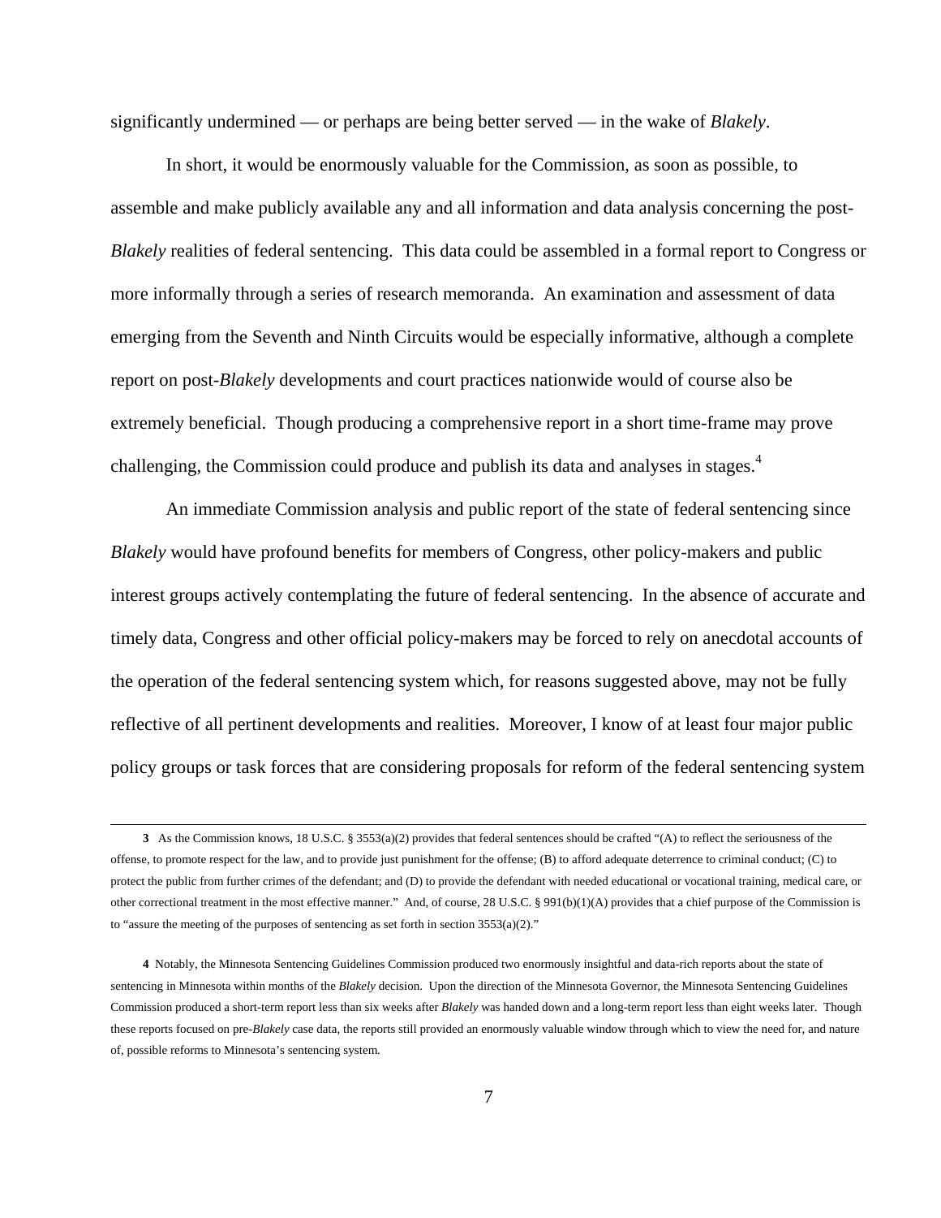significantly undermined — or perhaps are being better served — in the wake of *Blakely*.

In short, it would be enormously valuable for the Commission, as soon as possible, to assemble and make publicly available any and all information and data analysis concerning the post-*Blakely* realities of federal sentencing. This data could be assembled in a formal report to Congress or more informally through a series of research memoranda. An examination and assessment of data emerging from the Seventh and Ninth Circuits would be especially informative, although a complete report on post-*Blakely* developments and court practices nationwide would of course also be extremely beneficial. Though producing a comprehensive report in a short time-frame may prove challenging, the Commission could produce and publish its data and analyses in stages.[4]

An immediate Commission analysis and public report of the state of federal sentencing since *Blakely* would have profound benefits for members of Congress, other policy-makers and public interest groups actively contemplating the future of federal sentencing. In the absence of accurate and timely data, Congress and other official policy-makers may be forced to rely on anecdotal accounts of the operation of the federal sentencing system which, for reasons suggested above, may not be fully reflective of all pertinent developments and realities. Moreover, I know of at least four major public policy groups or task forces that are considering proposals for reform of the federal sentencing system

---

**3** As the Commission knows, 18 U.S.C. § 3553(a)(2) provides that federal sentences should be crafted "(A) to reflect the seriousness of the offense, to promote respect for the law, and to provide just punishment for the offense; (B) to afford adequate deterrence to criminal conduct; (C) to protect the public from further crimes of the defendant; and (D) to provide the defendant with needed educational or vocational training, medical care, or other correctional treatment in the most effective manner." And, of course, 28 U.S.C. § 991(b)(1)(A) provides that a chief purpose of the Commission is to "assure the meeting of the purposes of sentencing as set forth in section 3553(a)(2)."

**4** Notably, the Minnesota Sentencing Guidelines Commission produced two enormously insightful and data-rich reports about the state of sentencing in Minnesota within months of the *Blakely* decision. Upon the direction of the Minnesota Governor, the Minnesota Sentencing Guidelines Commission produced a short-term report less than six weeks after *Blakely* was handed down and a long-term report less than eight weeks later. Though these reports focused on pre-*Blakely* case data, the reports still provided an enormously valuable window through which to view the need for, and nature of, possible reforms to Minnesota's sentencing system.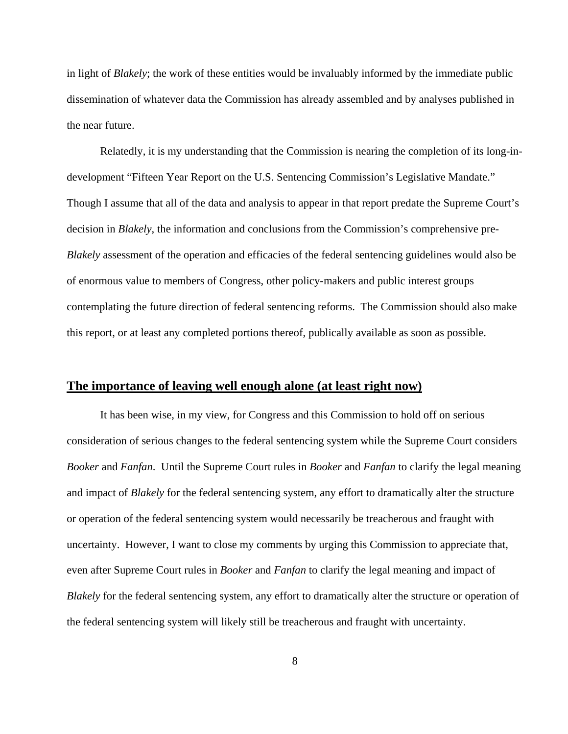in light of *Blakely*; the work of these entities would be invaluably informed by the immediate public dissemination of whatever data the Commission has already assembled and by analyses published in the near future.

Relatedly, it is my understanding that the Commission is nearing the completion of its long-in-development "Fifteen Year Report on the U.S. Sentencing Commission's Legislative Mandate." Though I assume that all of the data and analysis to appear in that report predate the Supreme Court's decision in *Blakely*, the information and conclusions from the Commission's comprehensive pre-*Blakely* assessment of the operation and efficacies of the federal sentencing guidelines would also be of enormous value to members of Congress, other policy-makers and public interest groups contemplating the future direction of federal sentencing reforms. The Commission should also make this report, or at least any completed portions thereof, publically available as soon as possible.

## **The importance of leaving well enough alone (at least right now)**

It has been wise, in my view, for Congress and this Commission to hold off on serious consideration of serious changes to the federal sentencing system while the Supreme Court considers *Booker* and *Fanfan*. Until the Supreme Court rules in *Booker* and *Fanfan* to clarify the legal meaning and impact of *Blakely* for the federal sentencing system, any effort to dramatically alter the structure or operation of the federal sentencing system would necessarily be treacherous and fraught with uncertainty. However, I want to close my comments by urging this Commission to appreciate that, even after Supreme Court rules in *Booker* and *Fanfan* to clarify the legal meaning and impact of *Blakely* for the federal sentencing system, any effort to dramatically alter the structure or operation of the federal sentencing system will likely still be treacherous and fraught with uncertainty.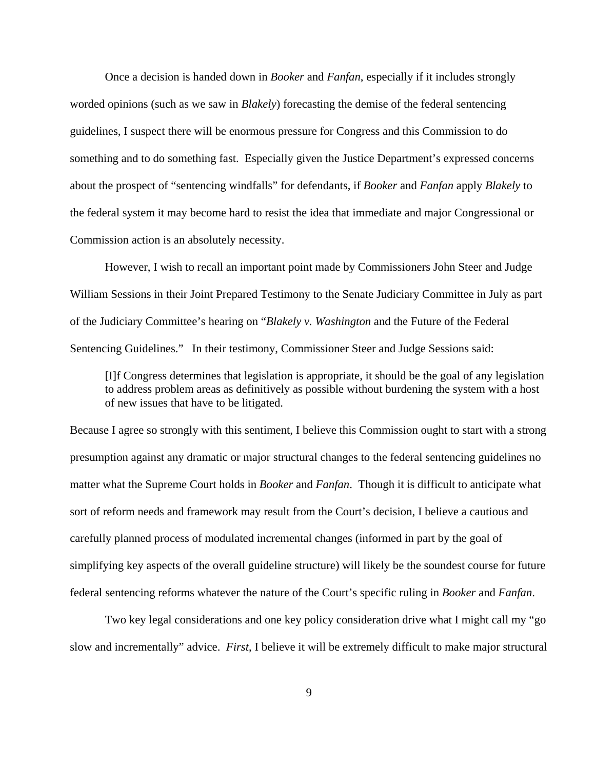Once a decision is handed down in *Booker* and *Fanfan*, especially if it includes strongly worded opinions (such as we saw in *Blakely*) forecasting the demise of the federal sentencing guidelines, I suspect there will be enormous pressure for Congress and this Commission to do something and to do something fast. Especially given the Justice Department's expressed concerns about the prospect of "sentencing windfalls" for defendants, if *Booker* and *Fanfan* apply *Blakely* to the federal system it may become hard to resist the idea that immediate and major Congressional or Commission action is an absolutely necessity.

However, I wish to recall an important point made by Commissioners John Steer and Judge William Sessions in their Joint Prepared Testimony to the Senate Judiciary Committee in July as part of the Judiciary Committee's hearing on "*Blakely v. Washington* and the Future of the Federal Sentencing Guidelines." In their testimony, Commissioner Steer and Judge Sessions said:

> [I]f Congress determines that legislation is appropriate, it should be the goal of any legislation to address problem areas as definitively as possible without burdening the system with a host of new issues that have to be litigated.

Because I agree so strongly with this sentiment, I believe this Commission ought to start with a strong presumption against any dramatic or major structural changes to the federal sentencing guidelines no matter what the Supreme Court holds in *Booker* and *Fanfan*. Though it is difficult to anticipate what sort of reform needs and framework may result from the Court's decision, I believe a cautious and carefully planned process of modulated incremental changes (informed in part by the goal of simplifying key aspects of the overall guideline structure) will likely be the soundest course for future federal sentencing reforms whatever the nature of the Court's specific ruling in *Booker* and *Fanfan*.

Two key legal considerations and one key policy consideration drive what I might call my "go slow and incrementally" advice. *First*, I believe it will be extremely difficult to make major structural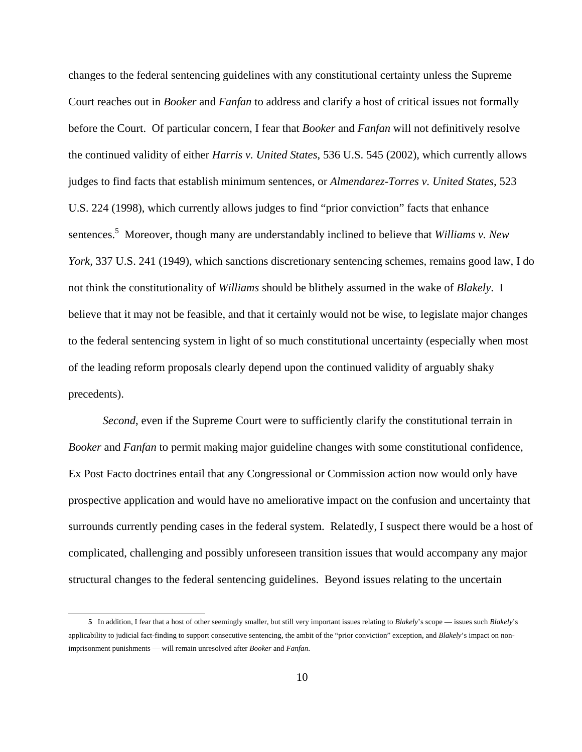changes to the federal sentencing guidelines with any constitutional certainty unless the Supreme Court reaches out in *Booker* and *Fanfan* to address and clarify a host of critical issues not formally before the Court. Of particular concern, I fear that *Booker* and *Fanfan* will not definitively resolve the continued validity of either *Harris v. United States*, 536 U.S. 545 (2002), which currently allows judges to find facts that establish minimum sentences, or *Almendarez-Torres v. United States*, 523 U.S. 224 (1998), which currently allows judges to find "prior conviction" facts that enhance sentences.[5] Moreover, though many are understandably inclined to believe that *Williams v. New York*, 337 U.S. 241 (1949), which sanctions discretionary sentencing schemes, remains good law, I do not think the constitutionality of *Williams* should be blithely assumed in the wake of *Blakely*. I believe that it may not be feasible, and that it certainly would not be wise, to legislate major changes to the federal sentencing system in light of so much constitutional uncertainty (especially when most of the leading reform proposals clearly depend upon the continued validity of arguably shaky precedents).

*Second*, even if the Supreme Court were to sufficiently clarify the constitutional terrain in *Booker* and *Fanfan* to permit making major guideline changes with some constitutional confidence, Ex Post Facto doctrines entail that any Congressional or Commission action now would only have prospective application and would have no ameliorative impact on the confusion and uncertainty that surrounds currently pending cases in the federal system. Relatedly, I suspect there would be a host of complicated, challenging and possibly unforeseen transition issues that would accompany any major structural changes to the federal sentencing guidelines. Beyond issues relating to the uncertain

---

**5** In addition, I fear that a host of other seemingly smaller, but still very important issues relating to *Blakely*'s scope — issues such *Blakely*'s applicability to judicial fact-finding to support consecutive sentencing, the ambit of the "prior conviction" exception, and *Blakely*'s impact on non-imprisonment punishments — will remain unresolved after *Booker* and *Fanfan*.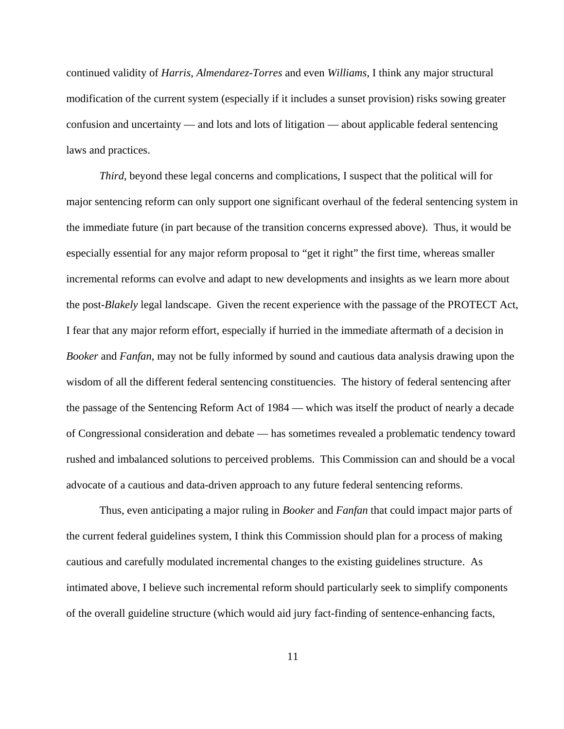continued validity of *Harris*, *Almendarez-Torres* and even *Williams*, I think any major structural modification of the current system (especially if it includes a sunset provision) risks sowing greater confusion and uncertainty — and lots and lots of litigation — about applicable federal sentencing laws and practices.

*Third*, beyond these legal concerns and complications, I suspect that the political will for major sentencing reform can only support one significant overhaul of the federal sentencing system in the immediate future (in part because of the transition concerns expressed above). Thus, it would be especially essential for any major reform proposal to "get it right" the first time, whereas smaller incremental reforms can evolve and adapt to new developments and insights as we learn more about the post-*Blakely* legal landscape. Given the recent experience with the passage of the PROTECT Act, I fear that any major reform effort, especially if hurried in the immediate aftermath of a decision in *Booker* and *Fanfan*, may not be fully informed by sound and cautious data analysis drawing upon the wisdom of all the different federal sentencing constituencies. The history of federal sentencing after the passage of the Sentencing Reform Act of 1984 — which was itself the product of nearly a decade of Congressional consideration and debate — has sometimes revealed a problematic tendency toward rushed and imbalanced solutions to perceived problems. This Commission can and should be a vocal advocate of a cautious and data-driven approach to any future federal sentencing reforms.

Thus, even anticipating a major ruling in *Booker* and *Fanfan* that could impact major parts of the current federal guidelines system, I think this Commission should plan for a process of making cautious and carefully modulated incremental changes to the existing guidelines structure. As intimated above, I believe such incremental reform should particularly seek to simplify components of the overall guideline structure (which would aid jury fact-finding of sentence-enhancing facts,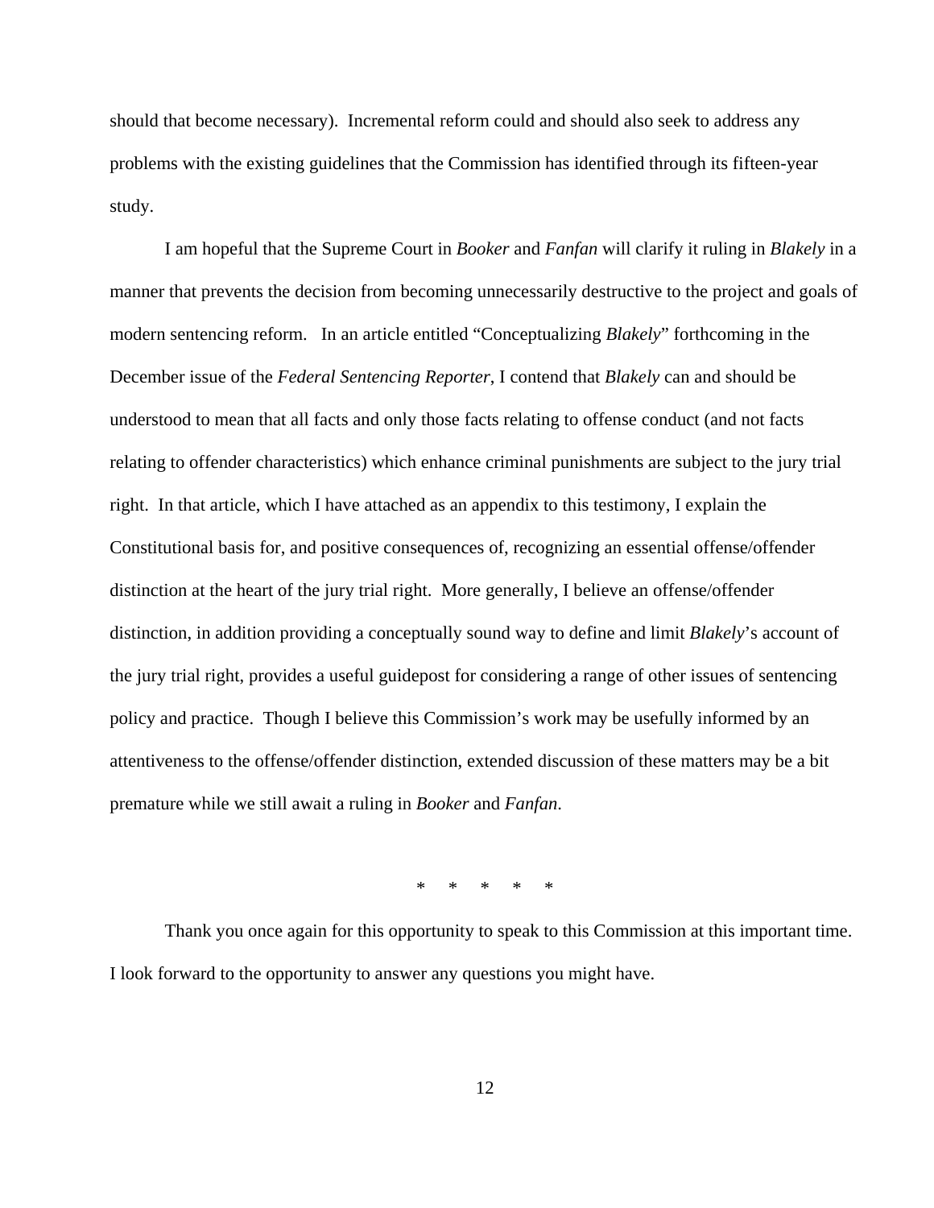should that become necessary). Incremental reform could and should also seek to address any problems with the existing guidelines that the Commission has identified through its fifteen-year study.

I am hopeful that the Supreme Court in *Booker* and *Fanfan* will clarify it ruling in *Blakely* in a manner that prevents the decision from becoming unnecessarily destructive to the project and goals of modern sentencing reform. In an article entitled "Conceptualizing *Blakely*" forthcoming in the December issue of the *Federal Sentencing Reporter*, I contend that *Blakely* can and should be understood to mean that all facts and only those facts relating to offense conduct (and not facts relating to offender characteristics) which enhance criminal punishments are subject to the jury trial right. In that article, which I have attached as an appendix to this testimony, I explain the Constitutional basis for, and positive consequences of, recognizing an essential offense/offender distinction at the heart of the jury trial right. More generally, I believe an offense/offender distinction, in addition providing a conceptually sound way to define and limit *Blakely*'s account of the jury trial right, provides a useful guidepost for considering a range of other issues of sentencing policy and practice. Though I believe this Commission's work may be usefully informed by an attentiveness to the offense/offender distinction, extended discussion of these matters may be a bit premature while we still await a ruling in *Booker* and *Fanfan*.

\* \* \* \* \*

Thank you once again for this opportunity to speak to this Commission at this important time. I look forward to the opportunity to answer any questions you might have.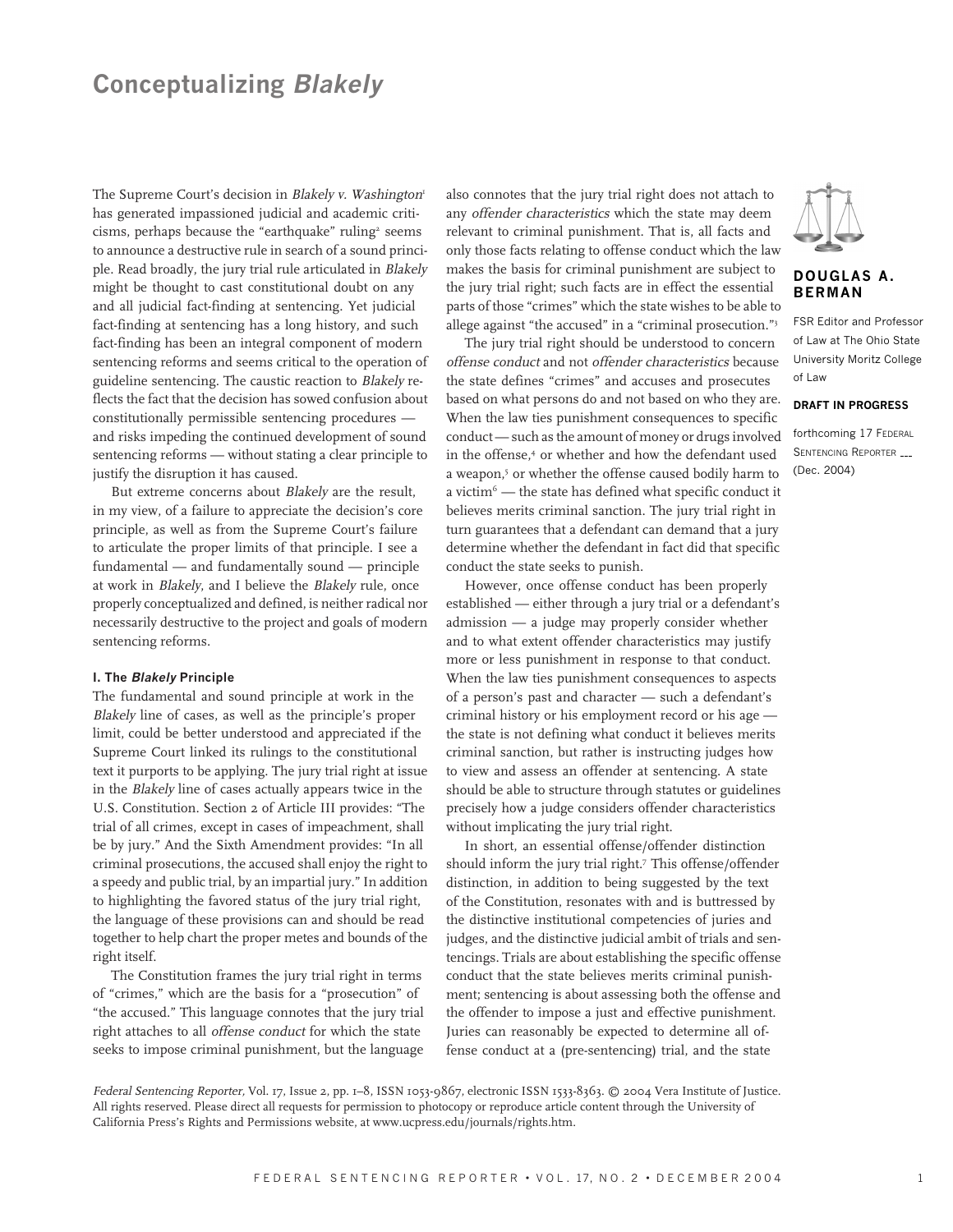# Conceptualizing *Blakely*

**DOUGLAS A. BERMAN**

FSR Editor and Professor of Law at The Ohio State University Moritz College of Law

**DRAFT IN PROGRESS**

forthcoming 17 FEDERAL SENTENCING REPORTER ___ (Dec. 2004)

The Supreme Court's decision in *Blakely v. Washington*[1] has generated impassioned judicial and academic criticisms, perhaps because the "earthquake" ruling[2] seems to announce a destructive rule in search of a sound principle. Read broadly, the jury trial rule articulated in *Blakely* might be thought to cast constitutional doubt on any and all judicial fact-finding at sentencing. Yet judicial fact-finding at sentencing has a long history, and such fact-finding has been an integral component of modern sentencing reforms and seems critical to the operation of guideline sentencing. The caustic reaction to *Blakely* reflects the fact that the decision has sowed confusion about constitutionally permissible sentencing procedures — and risks impeding the continued development of sound sentencing reforms — without stating a clear principle to justify the disruption it has caused.

But extreme concerns about *Blakely* are the result, in my view, of a failure to appreciate the decision's core principle, as well as from the Supreme Court's failure to articulate the proper limits of that principle. I see a fundamental — and fundamentally sound — principle at work in *Blakely*, and I believe the *Blakely* rule, once properly conceptualized and defined, is neither radical nor necessarily destructive to the project and goals of modern sentencing reforms.

#### I. The *Blakely* Principle

The fundamental and sound principle at work in the *Blakely* line of cases, as well as the principle's proper limit, could be better understood and appreciated if the Supreme Court linked its rulings to the constitutional text it purports to be applying. The jury trial right at issue in the *Blakely* line of cases actually appears twice in the U.S. Constitution. Section 2 of Article III provides: "The trial of all crimes, except in cases of impeachment, shall be by jury." And the Sixth Amendment provides: "In all criminal prosecutions, the accused shall enjoy the right to a speedy and public trial, by an impartial jury." In addition to highlighting the favored status of the jury trial right, the language of these provisions can and should be read together to help chart the proper metes and bounds of the right itself.

The Constitution frames the jury trial right in terms of "crimes," which are the basis for a "prosecution" of "the accused." This language connotes that the jury trial right attaches to all *offense conduct* for which the state seeks to impose criminal punishment, but the language also connotes that the jury trial right does not attach to any *offender characteristics* which the state may deem relevant to criminal punishment. That is, all facts and only those facts relating to offense conduct which the law makes the basis for criminal punishment are subject to the jury trial right; such facts are in effect the essential parts of those "crimes" which the state wishes to be able to allege against "the accused" in a "criminal prosecution."[3]

The jury trial right should be understood to concern *offense conduct* and not *offender characteristics* because the state defines "crimes" and accuses and prosecutes based on what persons do and not based on who they are. When the law ties punishment consequences to specific conduct — such as the amount of money or drugs involved in the offense,[4] or whether and how the defendant used a weapon,[5] or whether the offense caused bodily harm to a victim[6] — the state has defined what specific conduct it believes merits criminal sanction. The jury trial right in turn guarantees that a defendant can demand that a jury determine whether the defendant in fact did that specific conduct the state seeks to punish.

However, once offense conduct has been properly established — either through a jury trial or a defendant's admission — a judge may properly consider whether and to what extent offender characteristics may justify more or less punishment in response to that conduct. When the law ties punishment consequences to aspects of a person's past and character — such a defendant's criminal history or his employment record or his age — the state is not defining what conduct it believes merits criminal sanction, but rather is instructing judges how to view and assess an offender at sentencing. A state should be able to structure through statutes or guidelines precisely how a judge considers offender characteristics without implicating the jury trial right.

In short, an essential offense/offender distinction should inform the jury trial right.[7] This offense/offender distinction, in addition to being suggested by the text of the Constitution, resonates with and is buttressed by the distinctive institutional competencies of juries and judges, and the distinctive judicial ambit of trials and sentencings. Trials are about establishing the specific offense conduct that the state believes merits criminal punishment; sentencing is about assessing both the offense and the offender to impose a just and effective punishment. Juries can reasonably be expected to determine all offense conduct at a (pre-sentencing) trial, and the state

*Federal Sentencing Reporter,* Vol. 17, Issue 2, pp. 1–8, ISSN 1053-9867, electronic ISSN 1533-8363. © 2004 Vera Institute of Justice. All rights reserved. Please direct all requests for permission to photocopy or reproduce article content through the University of California Press's Rights and Permissions website, at www.ucpress.edu/journals/rights.htm.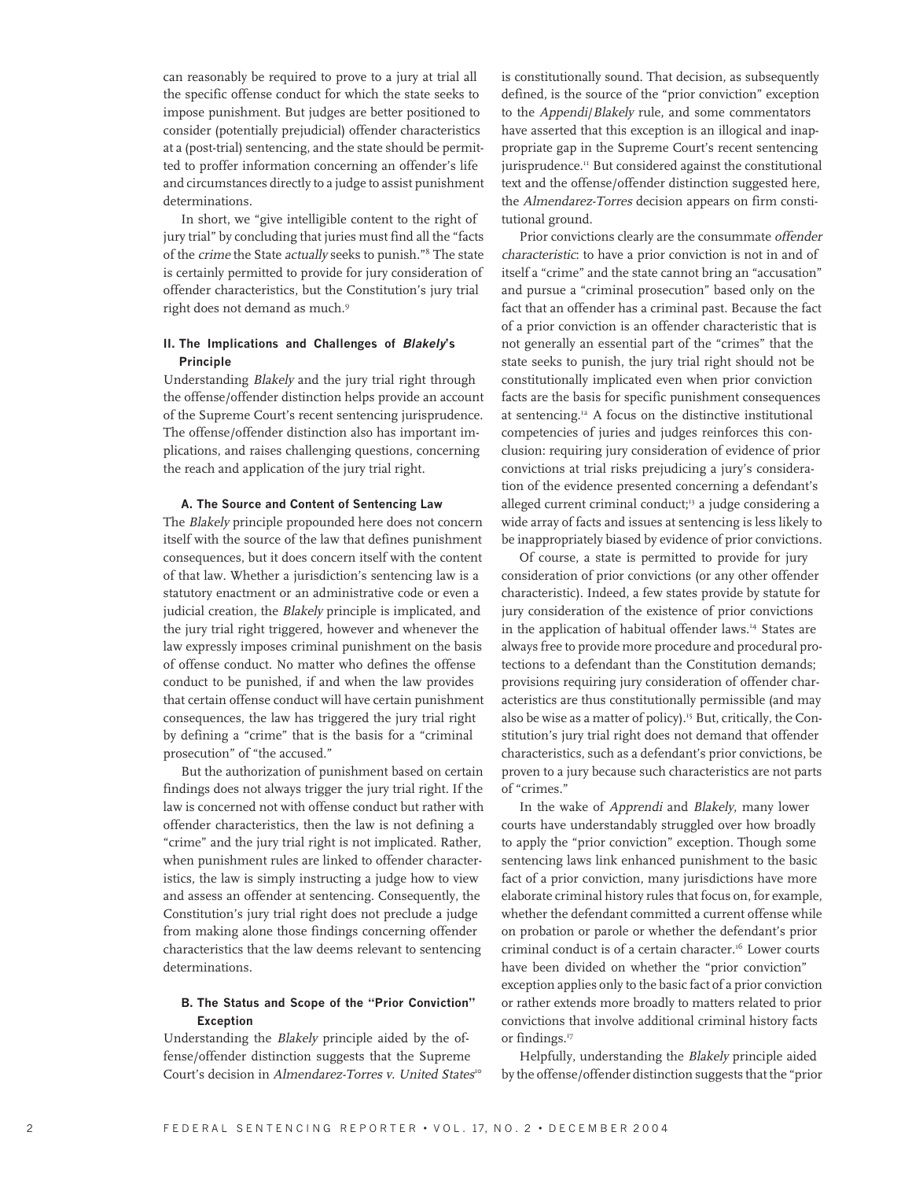can reasonably be required to prove to a jury at trial all the specific offense conduct for which the state seeks to impose punishment. But judges are better positioned to consider (potentially prejudicial) offender characteristics at a (post-trial) sentencing, and the state should be permitted to proffer information concerning an offender's life and circumstances directly to a judge to assist punishment determinations.

In short, we "give intelligible content to the right of jury trial" by concluding that juries must find all the "facts of the *crime* the State *actually* seeks to punish."[8] The state is certainly permitted to provide for jury consideration of offender characteristics, but the Constitution's jury trial right does not demand as much.[9]

### II. The Implications and Challenges of *Blakely*'s Principle

Understanding *Blakely* and the jury trial right through the offense/offender distinction helps provide an account of the Supreme Court's recent sentencing jurisprudence. The offense/offender distinction also has important implications, and raises challenging questions, concerning the reach and application of the jury trial right.

#### A. The Source and Content of Sentencing Law

The *Blakely* principle propounded here does not concern itself with the source of the law that defines punishment consequences, but it does concern itself with the content of that law. Whether a jurisdiction's sentencing law is a statutory enactment or an administrative code or even a judicial creation, the *Blakely* principle is implicated, and the jury trial right triggered, however and whenever the law expressly imposes criminal punishment on the basis of offense conduct. No matter who defines the offense conduct to be punished, if and when the law provides that certain offense conduct will have certain punishment consequences, the law has triggered the jury trial right by defining a "crime" that is the basis for a "criminal prosecution" of "the accused."

But the authorization of punishment based on certain findings does not always trigger the jury trial right. If the law is concerned not with offense conduct but rather with offender characteristics, then the law is not defining a "crime" and the jury trial right is not implicated. Rather, when punishment rules are linked to offender characteristics, the law is simply instructing a judge how to view and assess an offender at sentencing. Consequently, the Constitution's jury trial right does not preclude a judge from making alone those findings concerning offender characteristics that the law deems relevant to sentencing determinations.

#### B. The Status and Scope of the "Prior Conviction" Exception

Understanding the *Blakely* principle aided by the offense/offender distinction suggests that the Supreme Court's decision in *Almendarez-Torres v. United States*[10] is constitutionally sound. That decision, as subsequently defined, is the source of the "prior conviction" exception to the *Appendi/Blakely* rule, and some commentators have asserted that this exception is an illogical and inappropriate gap in the Supreme Court's recent sentencing jurisprudence.[11] But considered against the constitutional text and the offense/offender distinction suggested here, the *Almendarez-Torres* decision appears on firm constitutional ground.

Prior convictions clearly are the consummate *offender characteristic*: to have a prior conviction is not in and of itself a "crime" and the state cannot bring an "accusation" and pursue a "criminal prosecution" based only on the fact that an offender has a criminal past. Because the fact of a prior conviction is an offender characteristic that is not generally an essential part of the "crimes" that the state seeks to punish, the jury trial right should not be constitutionally implicated even when prior conviction facts are the basis for specific punishment consequences at sentencing.[12] A focus on the distinctive institutional competencies of juries and judges reinforces this conclusion: requiring jury consideration of evidence of prior convictions at trial risks prejudicing a jury's consideration of the evidence presented concerning a defendant's alleged current criminal conduct;[13] a judge considering a wide array of facts and issues at sentencing is less likely to be inappropriately biased by evidence of prior convictions.

Of course, a state is permitted to provide for jury consideration of prior convictions (or any other offender characteristic). Indeed, a few states provide by statute for jury consideration of the existence of prior convictions in the application of habitual offender laws.[14] States are always free to provide more procedure and procedural protections to a defendant than the Constitution demands; provisions requiring jury consideration of offender characteristics are thus constitutionally permissible (and may also be wise as a matter of policy).[15] But, critically, the Constitution's jury trial right does not demand that offender characteristics, such as a defendant's prior convictions, be proven to a jury because such characteristics are not parts of "crimes."

In the wake of *Apprendi* and *Blakely*, many lower courts have understandably struggled over how broadly to apply the "prior conviction" exception. Though some sentencing laws link enhanced punishment to the basic fact of a prior conviction, many jurisdictions have more elaborate criminal history rules that focus on, for example, whether the defendant committed a current offense while on probation or parole or whether the defendant's prior criminal conduct is of a certain character.[16] Lower courts have been divided on whether the "prior conviction" exception applies only to the basic fact of a prior conviction or rather extends more broadly to matters related to prior convictions that involve additional criminal history facts or findings.[17]

Helpfully, understanding the *Blakely* principle aided by the offense/offender distinction suggests that the "prior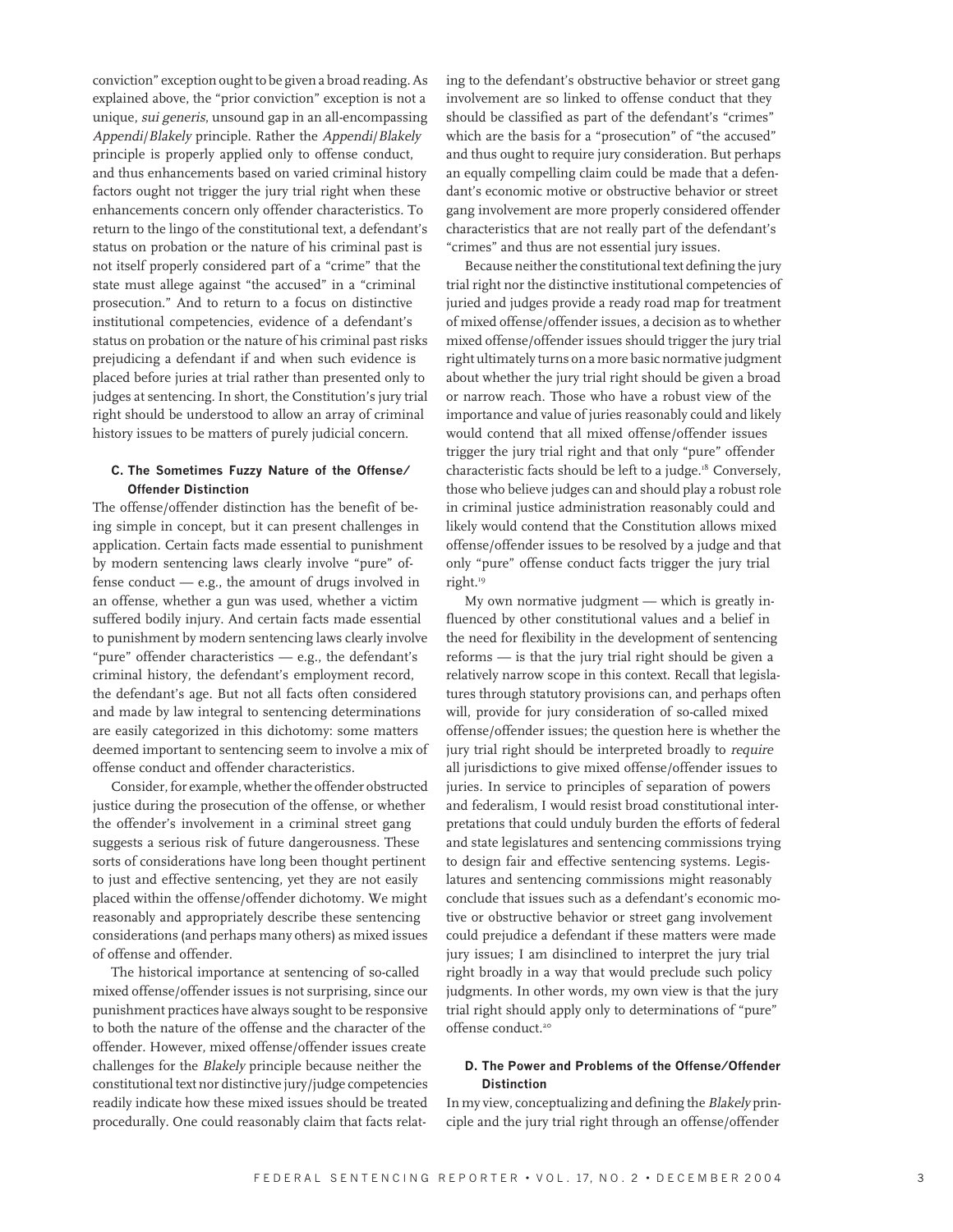conviction" exception ought to be given a broad reading. As explained above, the "prior conviction" exception is not a unique, *sui generis*, unsound gap in an all-encompassing *Appendi/Blakely* principle. Rather the *Appendi/Blakely* principle is properly applied only to offense conduct, and thus enhancements based on varied criminal history factors ought not trigger the jury trial right when these enhancements concern only offender characteristics. To return to the lingo of the constitutional text, a defendant's status on probation or the nature of his criminal past is not itself properly considered part of a "crime" that the state must allege against "the accused" in a "criminal prosecution." And to return to a focus on distinctive institutional competencies, evidence of a defendant's status on probation or the nature of his criminal past risks prejudicing a defendant if and when such evidence is placed before juries at trial rather than presented only to judges at sentencing. In short, the Constitution's jury trial right should be understood to allow an array of criminal history issues to be matters of purely judicial concern.

### C. The Sometimes Fuzzy Nature of the Offense/Offender Distinction

The offense/offender distinction has the benefit of being simple in concept, but it can present challenges in application. Certain facts made essential to punishment by modern sentencing laws clearly involve "pure" offense conduct — e.g., the amount of drugs involved in an offense, whether a gun was used, whether a victim suffered bodily injury. And certain facts made essential to punishment by modern sentencing laws clearly involve "pure" offender characteristics — e.g., the defendant's criminal history, the defendant's employment record, the defendant's age. But not all facts often considered and made by law integral to sentencing determinations are easily categorized in this dichotomy: some matters deemed important to sentencing seem to involve a mix of offense conduct and offender characteristics.

Consider, for example, whether the offender obstructed justice during the prosecution of the offense, or whether the offender's involvement in a criminal street gang suggests a serious risk of future dangerousness. These sorts of considerations have long been thought pertinent to just and effective sentencing, yet they are not easily placed within the offense/offender dichotomy. We might reasonably and appropriately describe these sentencing considerations (and perhaps many others) as mixed issues of offense and offender.

The historical importance at sentencing of so-called mixed offense/offender issues is not surprising, since our punishment practices have always sought to be responsive to both the nature of the offense and the character of the offender. However, mixed offense/offender issues create challenges for the *Blakely* principle because neither the constitutional text nor distinctive jury/judge competencies readily indicate how these mixed issues should be treated procedurally. One could reasonably claim that facts relating to the defendant's obstructive behavior or street gang involvement are so linked to offense conduct that they should be classified as part of the defendant's "crimes" which are the basis for a "prosecution" of "the accused" and thus ought to require jury consideration. But perhaps an equally compelling claim could be made that a defendant's economic motive or obstructive behavior or street gang involvement are more properly considered offender characteristics that are not really part of the defendant's "crimes" and thus are not essential jury issues.

Because neither the constitutional text defining the jury trial right nor the distinctive institutional competencies of juried and judges provide a ready road map for treatment of mixed offense/offender issues, a decision as to whether mixed offense/offender issues should trigger the jury trial right ultimately turns on a more basic normative judgment about whether the jury trial right should be given a broad or narrow reach. Those who have a robust view of the importance and value of juries reasonably could and likely would contend that all mixed offense/offender issues trigger the jury trial right and that only "pure" offender characteristic facts should be left to a judge.[18] Conversely, those who believe judges can and should play a robust role in criminal justice administration reasonably could and likely would contend that the Constitution allows mixed offense/offender issues to be resolved by a judge and that only "pure" offense conduct facts trigger the jury trial right.[19]

My own normative judgment — which is greatly influenced by other constitutional values and a belief in the need for flexibility in the development of sentencing reforms — is that the jury trial right should be given a relatively narrow scope in this context. Recall that legislatures through statutory provisions can, and perhaps often will, provide for jury consideration of so-called mixed offense/offender issues; the question here is whether the jury trial right should be interpreted broadly to *require* all jurisdictions to give mixed offense/offender issues to juries. In service to principles of separation of powers and federalism, I would resist broad constitutional interpretations that could unduly burden the efforts of federal and state legislatures and sentencing commissions trying to design fair and effective sentencing systems. Legislatures and sentencing commissions might reasonably conclude that issues such as a defendant's economic motive or obstructive behavior or street gang involvement could prejudice a defendant if these matters were made jury issues; I am disinclined to interpret the jury trial right broadly in a way that would preclude such policy judgments. In other words, my own view is that the jury trial right should apply only to determinations of "pure" offense conduct.[20]

### D. The Power and Problems of the Offense/Offender Distinction

In my view, conceptualizing and defining the *Blakely* principle and the jury trial right through an offense/offender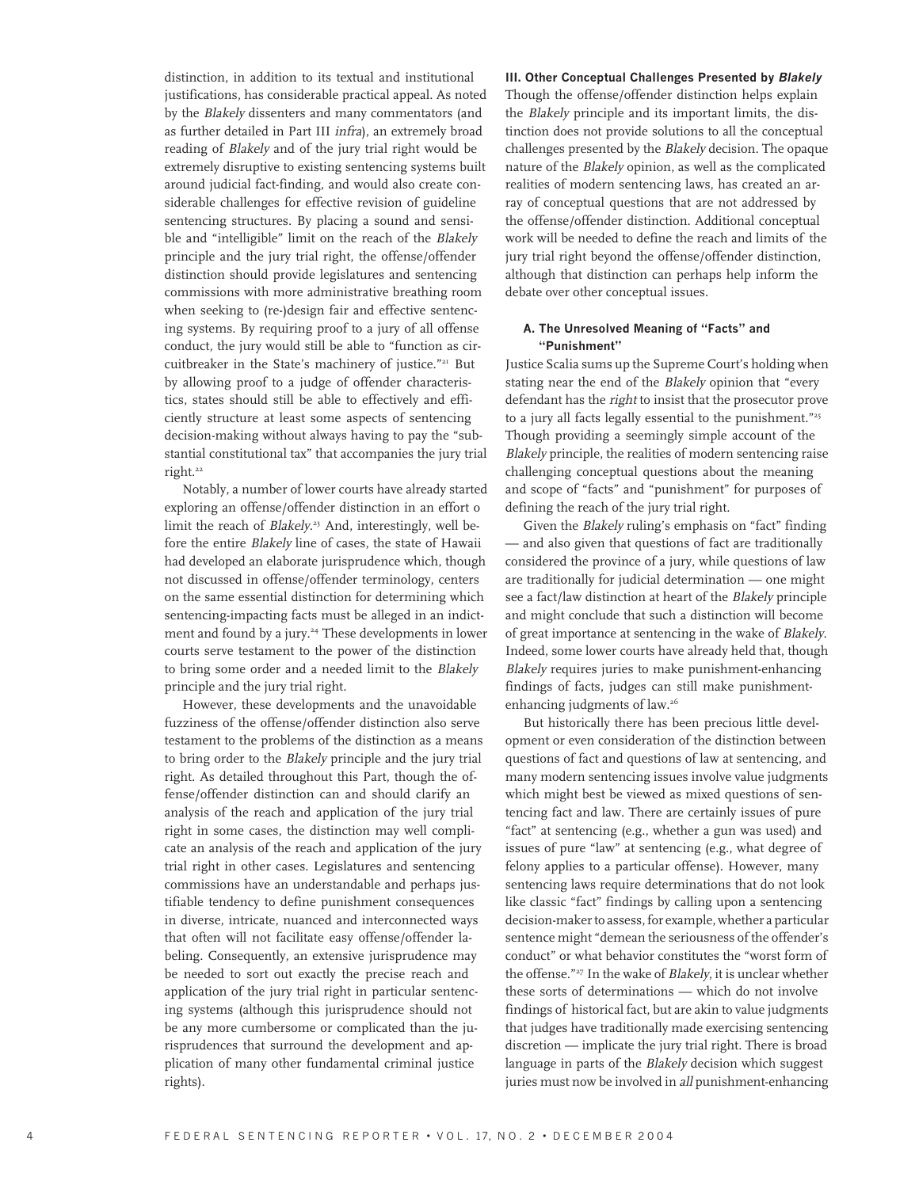distinction, in addition to its textual and institutional justifications, has considerable practical appeal. As noted by the *Blakely* dissenters and many commentators (and as further detailed in Part III *infra*), an extremely broad reading of *Blakely* and of the jury trial right would be extremely disruptive to existing sentencing systems built around judicial fact-finding, and would also create considerable challenges for effective revision of guideline sentencing structures. By placing a sound and sensible and "intelligible" limit on the reach of the *Blakely* principle and the jury trial right, the offense/offender distinction should provide legislatures and sentencing commissions with more administrative breathing room when seeking to (re-)design fair and effective sentencing systems. By requiring proof to a jury of all offense conduct, the jury would still be able to "function as circuitbreaker in the State's machinery of justice."[21] But by allowing proof to a judge of offender characteristics, states should still be able to effectively and efficiently structure at least some aspects of sentencing decision-making without always having to pay the "substantial constitutional tax" that accompanies the jury trial right.[22]

Notably, a number of lower courts have already started exploring an offense/offender distinction in an effort o limit the reach of *Blakely*.[23] And, interestingly, well before the entire *Blakely* line of cases, the state of Hawaii had developed an elaborate jurisprudence which, though not discussed in offense/offender terminology, centers on the same essential distinction for determining which sentencing-impacting facts must be alleged in an indictment and found by a jury.[24] These developments in lower courts serve testament to the power of the distinction to bring some order and a needed limit to the *Blakely* principle and the jury trial right.

However, these developments and the unavoidable fuzziness of the offense/offender distinction also serve testament to the problems of the distinction as a means to bring order to the *Blakely* principle and the jury trial right. As detailed throughout this Part, though the offense/offender distinction can and should clarify an analysis of the reach and application of the jury trial right in some cases, the distinction may well complicate an analysis of the reach and application of the jury trial right in other cases. Legislatures and sentencing commissions have an understandable and perhaps justifiable tendency to define punishment consequences in diverse, intricate, nuanced and interconnected ways that often will not facilitate easy offense/offender labeling. Consequently, an extensive jurisprudence may be needed to sort out exactly the precise reach and application of the jury trial right in particular sentencing systems (although this jurisprudence should not be any more cumbersome or complicated than the jurisprudences that surround the development and application of many other fundamental criminal justice rights).

## III. Other Conceptual Challenges Presented by *Blakely*

Though the offense/offender distinction helps explain the *Blakely* principle and its important limits, the distinction does not provide solutions to all the conceptual challenges presented by the *Blakely* decision. The opaque nature of the *Blakely* opinion, as well as the complicated realities of modern sentencing laws, has created an array of conceptual questions that are not addressed by the offense/offender distinction. Additional conceptual work will be needed to define the reach and limits of the jury trial right beyond the offense/offender distinction, although that distinction can perhaps help inform the debate over other conceptual issues.

### A. The Unresolved Meaning of "Facts" and "Punishment"

Justice Scalia sums up the Supreme Court's holding when stating near the end of the *Blakely* opinion that "every defendant has the *right* to insist that the prosecutor prove to a jury all facts legally essential to the punishment."[25] Though providing a seemingly simple account of the *Blakely* principle, the realities of modern sentencing raise challenging conceptual questions about the meaning and scope of "facts" and "punishment" for purposes of defining the reach of the jury trial right.

Given the *Blakely* ruling's emphasis on "fact" finding — and also given that questions of fact are traditionally considered the province of a jury, while questions of law are traditionally for judicial determination — one might see a fact/law distinction at heart of the *Blakely* principle and might conclude that such a distinction will become of great importance at sentencing in the wake of *Blakely*. Indeed, some lower courts have already held that, though *Blakely* requires juries to make punishment-enhancing findings of facts, judges can still make punishment-enhancing judgments of law.[26]

But historically there has been precious little development or even consideration of the distinction between questions of fact and questions of law at sentencing, and many modern sentencing issues involve value judgments which might best be viewed as mixed questions of sentencing fact and law. There are certainly issues of pure "fact" at sentencing (e.g., whether a gun was used) and issues of pure "law" at sentencing (e.g., what degree of felony applies to a particular offense). However, many sentencing laws require determinations that do not look like classic "fact" findings by calling upon a sentencing decision-maker to assess, for example, whether a particular sentence might "demean the seriousness of the offender's conduct" or what behavior constitutes the "worst form of the offense."[27] In the wake of *Blakely*, it is unclear whether these sorts of determinations — which do not involve findings of historical fact, but are akin to value judgments that judges have traditionally made exercising sentencing discretion — implicate the jury trial right. There is broad language in parts of the *Blakely* decision which suggest juries must now be involved in *all* punishment-enhancing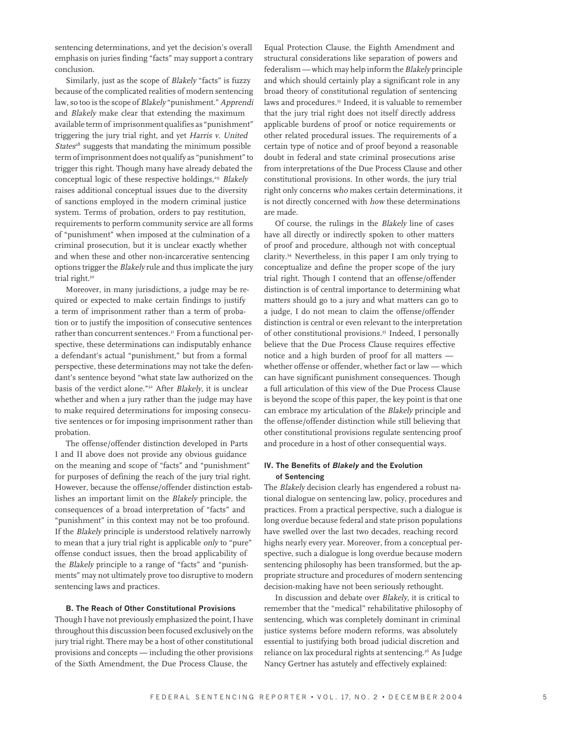sentencing determinations, and yet the decision's overall emphasis on juries finding "facts" may support a contrary conclusion.

Similarly, just as the scope of *Blakely* "facts" is fuzzy because of the complicated realities of modern sentencing law, so too is the scope of *Blakely* "punishment." *Apprendi* and *Blakely* make clear that extending the maximum available term of imprisonment qualifies as "punishment" triggering the jury trial right, and yet *Harris v. United States*[28] suggests that mandating the minimum possible term of imprisonment does not qualify as "punishment" to trigger this right. Though many have already debated the conceptual logic of these respective holdings,[29] *Blakely* raises additional conceptual issues due to the diversity of sanctions employed in the modern criminal justice system. Terms of probation, orders to pay restitution, requirements to perform community service are all forms of "punishment" when imposed at the culmination of a criminal prosecution, but it is unclear exactly whether and when these and other non-incarcerative sentencing options trigger the *Blakely* rule and thus implicate the jury trial right.[30]

Moreover, in many jurisdictions, a judge may be required or expected to make certain findings to justify a term of imprisonment rather than a term of probation or to justify the imposition of consecutive sentences rather than concurrent sentences.[31] From a functional perspective, these determinations can indisputably enhance a defendant's actual "punishment," but from a formal perspective, these determinations may not take the defendant's sentence beyond "what state law authorized on the basis of the verdict alone."[32] After *Blakely*, it is unclear whether and when a jury rather than the judge may have to make required determinations for imposing consecutive sentences or for imposing imprisonment rather than probation.

The offense/offender distinction developed in Parts I and II above does not provide any obvious guidance on the meaning and scope of "facts" and "punishment" for purposes of defining the reach of the jury trial right. However, because the offense/offender distinction establishes an important limit on the *Blakely* principle, the consequences of a broad interpretation of "facts" and "punishment" in this context may not be too profound. If the *Blakely* principle is understood relatively narrowly to mean that a jury trial right is applicable *only* to "pure" offense conduct issues, then the broad applicability of the *Blakely* principle to a range of "facts" and "punishments" may not ultimately prove too disruptive to modern sentencing laws and practices.

### B. The Reach of Other Constitutional Provisions

Though I have not previously emphasized the point, I have throughout this discussion been focused exclusively on the jury trial right. There may be a host of other constitutional provisions and concepts — including the other provisions of the Sixth Amendment, the Due Process Clause, the Equal Protection Clause, the Eighth Amendment and structural considerations like separation of powers and federalism — which may help inform the *Blakely* principle and which should certainly play a significant role in any broad theory of constitutional regulation of sentencing laws and procedures.[33] Indeed, it is valuable to remember that the jury trial right does not itself directly address applicable burdens of proof or notice requirements or other related procedural issues. The requirements of a certain type of notice and of proof beyond a reasonable doubt in federal and state criminal prosecutions arise from interpretations of the Due Process Clause and other constitutional provisions. In other words, the jury trial right only concerns *who* makes certain determinations, it is not directly concerned with *how* these determinations are made.

Of course, the rulings in the *Blakely* line of cases have all directly or indirectly spoken to other matters of proof and procedure, although not with conceptual clarity.[34] Nevertheless, in this paper I am only trying to conceptualize and define the proper scope of the jury trial right. Though I contend that an offense/offender distinction is of central importance to determining what matters should go to a jury and what matters can go to a judge, I do not mean to claim the offense/offender distinction is central or even relevant to the interpretation of other constitutional provisions.[35] Indeed, I personally believe that the Due Process Clause requires effective notice and a high burden of proof for all matters — whether offense or offender, whether fact or law — which can have significant punishment consequences. Though a full articulation of this view of the Due Process Clause is beyond the scope of this paper, the key point is that one can embrace my articulation of the *Blakely* principle and the offense/offender distinction while still believing that other constitutional provisions regulate sentencing proof and procedure in a host of other consequential ways.

## IV. The Benefits of *Blakely* and the Evolution of Sentencing

The *Blakely* decision clearly has engendered a robust national dialogue on sentencing law, policy, procedures and practices. From a practical perspective, such a dialogue is long overdue because federal and state prison populations have swelled over the last two decades, reaching record highs nearly every year. Moreover, from a conceptual perspective, such a dialogue is long overdue because modern sentencing philosophy has been transformed, but the appropriate structure and procedures of modern sentencing decision-making have not been seriously rethought.

In discussion and debate over *Blakely*, it is critical to remember that the "medical" rehabilitative philosophy of sentencing, which was completely dominant in criminal justice systems before modern reforms, was absolutely essential to justifying both broad judicial discretion and reliance on lax procedural rights at sentencing.[36] As Judge Nancy Gertner has astutely and effectively explained: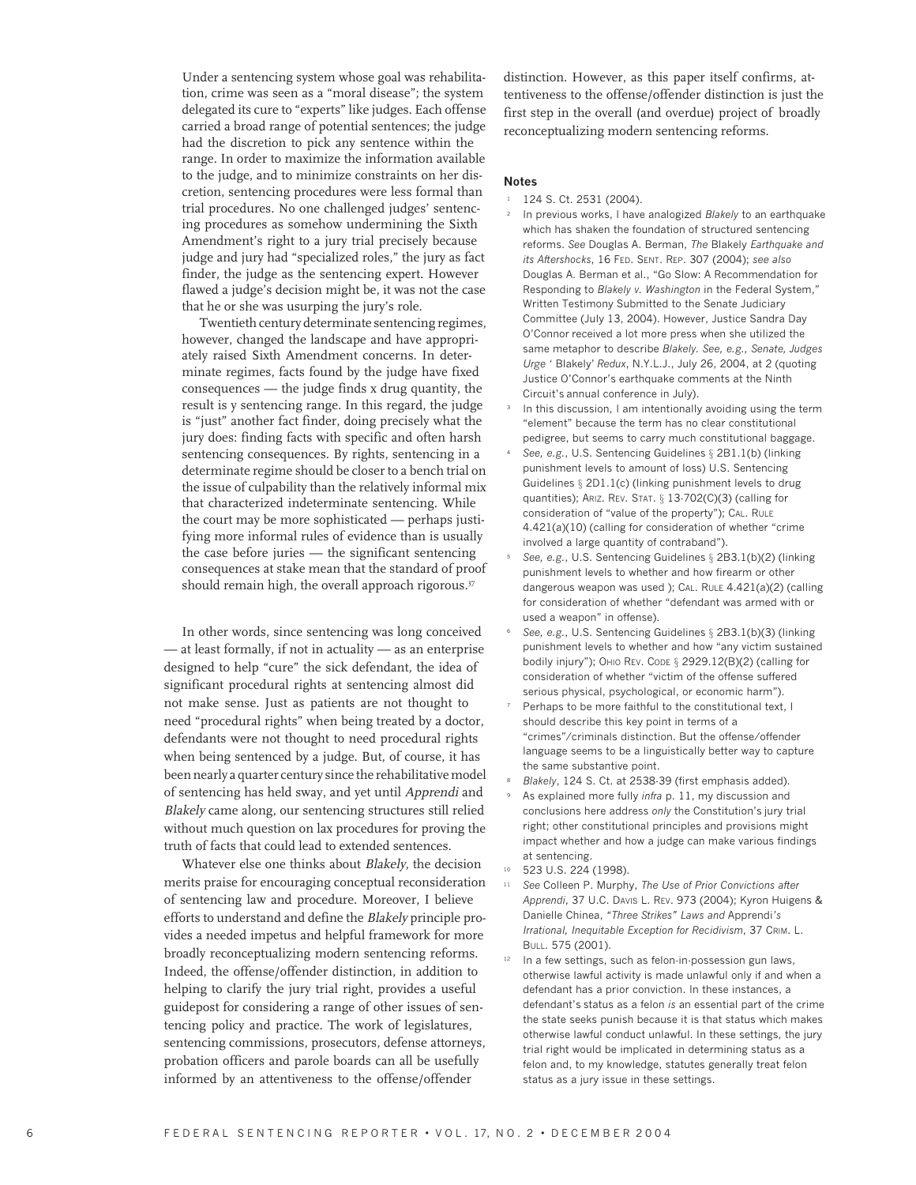> Under a sentencing system whose goal was rehabilitation, crime was seen as a "moral disease"; the system delegated its cure to "experts" like judges. Each offense carried a broad range of potential sentences; the judge had the discretion to pick any sentence within the range. In order to maximize the information available to the judge, and to minimize constraints on her discretion, sentencing procedures were less formal than trial procedures. No one challenged judges' sentencing procedures as somehow undermining the Sixth Amendment's right to a jury trial precisely because judge and jury had "specialized roles," the jury as fact finder, the judge as the sentencing expert. However flawed a judge's decision might be, it was not the case that he or she was usurping the jury's role.
>
> Twentieth century determinate sentencing regimes, however, changed the landscape and have appropriately raised Sixth Amendment concerns. In determinate regimes, facts found by the judge have fixed consequences — the judge finds x drug quantity, the result is y sentencing range. In this regard, the judge is "just" another fact finder, doing precisely what the jury does: finding facts with specific and often harsh sentencing consequences. By rights, sentencing in a determinate regime should be closer to a bench trial on the issue of culpability than the relatively informal mix that characterized indeterminate sentencing. While the court may be more sophisticated — perhaps justifying more informal rules of evidence than is usually the case before juries — the significant sentencing consequences at stake mean that the standard of proof should remain high, the overall approach rigorous.[37]

In other words, since sentencing was long conceived — at least formally, if not in actuality — as an enterprise designed to help "cure" the sick defendant, the idea of significant procedural rights at sentencing almost did not make sense. Just as patients are not thought to need "procedural rights" when being treated by a doctor, defendants were not thought to need procedural rights when being sentenced by a judge. But, of course, it has been nearly a quarter century since the rehabilitative model of sentencing has held sway, and yet until *Apprendi* and *Blakely* came along, our sentencing structures still relied without much question on lax procedures for proving the truth of facts that could lead to extended sentences.

Whatever else one thinks about *Blakely*, the decision merits praise for encouraging conceptual reconsideration of sentencing law and procedure. Moreover, I believe efforts to understand and define the *Blakely* principle provides a needed impetus and helpful framework for more broadly reconceptualizing modern sentencing reforms. Indeed, the offense/offender distinction, in addition to helping to clarify the jury trial right, provides a useful guidepost for considering a range of other issues of sentencing policy and practice. The work of legislatures, sentencing commissions, prosecutors, defense attorneys, probation officers and parole boards can all be usefully informed by an attentiveness to the offense/offender distinction. However, as this paper itself confirms, attentiveness to the offense/offender distinction is just the first step in the overall (and overdue) project of broadly reconceptualizing modern sentencing reforms.

#### Notes

1. 124 S. Ct. 2531 (2004).
2. In previous works, I have analogized *Blakely* to an earthquake which has shaken the foundation of structured sentencing reforms. *See* Douglas A. Berman, *The* Blakely *Earthquake and its Aftershocks*, 16 FED. SENT. REP. 307 (2004); *see also* Douglas A. Berman et al., "Go Slow: A Recommendation for Responding to *Blakely v. Washington* in the Federal System," Written Testimony Submitted to the Senate Judiciary Committee (July 13, 2004). However, Justice Sandra Day O'Connor received a lot more press when she utilized the same metaphor to describe *Blakely*. *See, e.g., Senate, Judges Urge '* Blakely' *Redux*, N.Y.L.J., July 26, 2004, at 2 (quoting Justice O'Connor's earthquake comments at the Ninth Circuit's annual conference in July).
3. In this discussion, I am intentionally avoiding using the term "element" because the term has no clear constitutional pedigree, but seems to carry much constitutional baggage.
4. *See, e.g.*, U.S. Sentencing Guidelines § 2B1.1(b) (linking punishment levels to amount of loss) U.S. Sentencing Guidelines § 2D1.1(c) (linking punishment levels to drug quantities); ARIZ. REV. STAT. § 13-702(C)(3) (calling for consideration of "value of the property"); CAL. RULE 4.421(a)(10) (calling for consideration of whether "crime involved a large quantity of contraband").
5. *See, e.g.*, U.S. Sentencing Guidelines § 2B3.1(b)(2) (linking punishment levels to whether and how firearm or other dangerous weapon was used ); CAL. RULE 4.421(a)(2) (calling for consideration of whether "defendant was armed with or used a weapon" in offense).
6. *See, e.g.*, U.S. Sentencing Guidelines § 2B3.1(b)(3) (linking punishment levels to whether and how "any victim sustained bodily injury"); OHIO REV. CODE § 2929.12(B)(2) (calling for consideration of whether "victim of the offense suffered serious physical, psychological, or economic harm").
7. Perhaps to be more faithful to the constitutional text, I should describe this key point in terms of a "crimes"/criminals distinction. But the offense/offender language seems to be a linguistically better way to capture the same substantive point.
8. *Blakely*, 124 S. Ct. at 2538-39 (first emphasis added).
9. As explained more fully *infra* p. 11, my discussion and conclusions here address *only* the Constitution's jury trial right; other constitutional principles and provisions might impact whether and how a judge can make various findings at sentencing.
10. 523 U.S. 224 (1998).
11. *See* Colleen P. Murphy, *The Use of Prior Convictions after Apprendi*, 37 U.C. DAVIS L. REV. 973 (2004); Kyron Huigens & Danielle Chinea, *"Three Strikes" Laws and* Apprendi*'s Irrational, Inequitable Exception for Recidivism*, 37 CRIM. L. BULL. 575 (2001).
12. In a few settings, such as felon-in-possession gun laws, otherwise lawful activity is made unlawful only if and when a defendant has a prior conviction. In these instances, a defendant's status as a felon *is* an essential part of the crime the state seeks punish because it is that status which makes otherwise lawful conduct unlawful. In these settings, the jury trial right would be implicated in determining status as a felon and, to my knowledge, statutes generally treat felon status as a jury issue in these settings.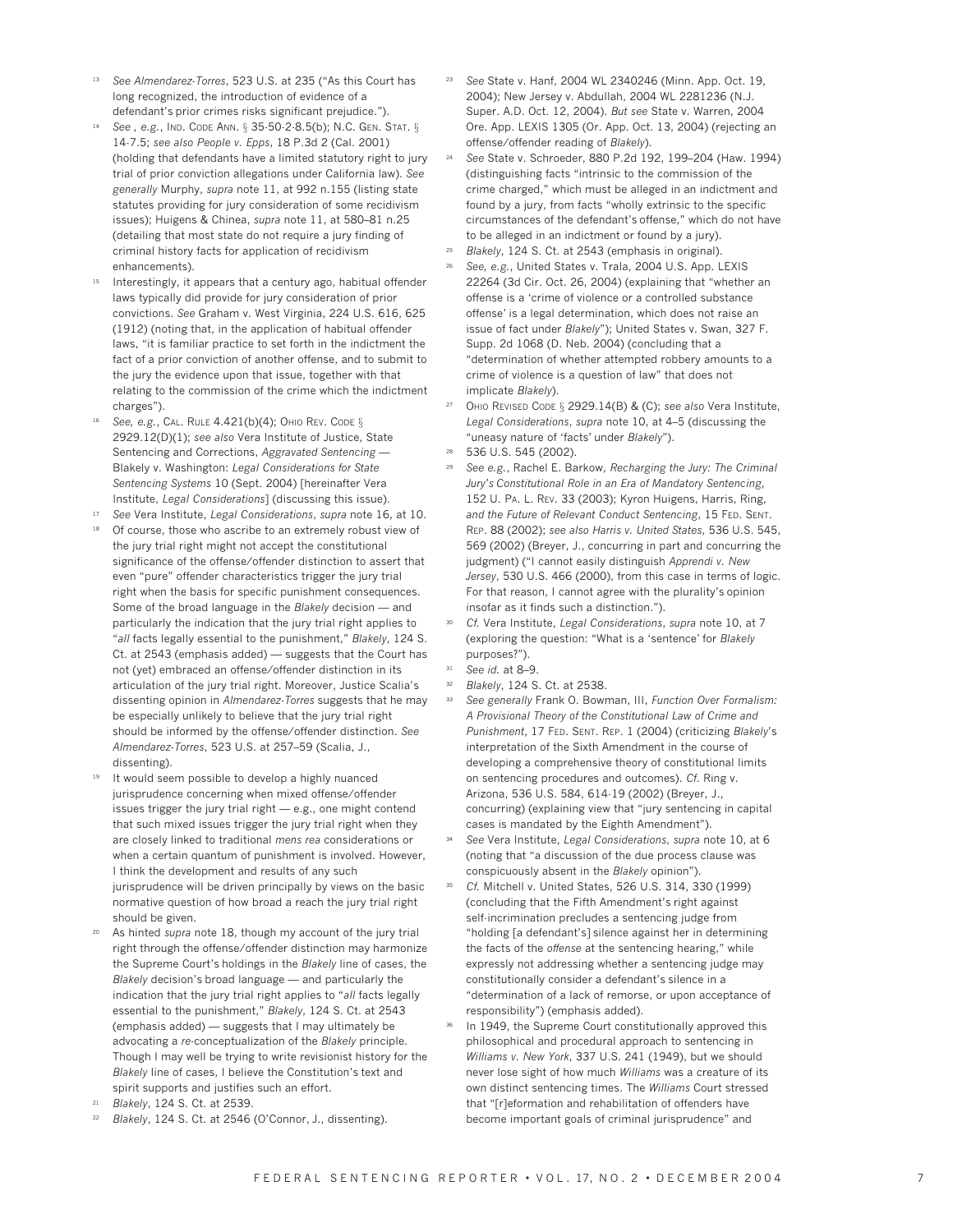13 *See Almendarez-Torres*, 523 U.S. at 235 ("As this Court has long recognized, the introduction of evidence of a defendant's prior crimes risks significant prejudice.").

14 *See , e.g.*, IND. CODE ANN. § 35-50-2-8.5(b); N.C. GEN. STAT. § 14-7.5; *see also People v. Epps*, 18 P.3d 2 (Cal. 2001) (holding that defendants have a limited statutory right to jury trial of prior conviction allegations under California law). *See generally* Murphy, *supra* note 11, at 992 n.155 (listing state statutes providing for jury consideration of some recidivism issues); Huigens & Chinea, *supra* note 11, at 580–81 n.25 (detailing that most state do not require a jury finding of criminal history facts for application of recidivism enhancements).

15 Interestingly, it appears that a century ago, habitual offender laws typically did provide for jury consideration of prior convictions. *See* Graham v. West Virginia, 224 U.S. 616, 625 (1912) (noting that, in the application of habitual offender laws, "it is familiar practice to set forth in the indictment the fact of a prior conviction of another offense, and to submit to the jury the evidence upon that issue, together with that relating to the commission of the crime which the indictment charges").

16 *See, e.g.*, CAL. RULE 4.421(b)(4); OHIO REV. CODE § 2929.12(D)(1); *see also* Vera Institute of Justice, State Sentencing and Corrections, *Aggravated Sentencing —* Blakely v. Washington: *Legal Considerations for State Sentencing Systems* 10 (Sept. 2004) [hereinafter Vera Institute, *Legal Considerations*] (discussing this issue).

17 *See* Vera Institute, *Legal Considerations*, *supra* note 16, at 10.

18 Of course, those who ascribe to an extremely robust view of the jury trial right might not accept the constitutional significance of the offense/offender distinction to assert that even "pure" offender characteristics trigger the jury trial right when the basis for specific punishment consequences. Some of the broad language in the *Blakely* decision — and particularly the indication that the jury trial right applies to "*all* facts legally essential to the punishment," *Blakely*, 124 S. Ct. at 2543 (emphasis added) — suggests that the Court has not (yet) embraced an offense/offender distinction in its articulation of the jury trial right. Moreover, Justice Scalia's dissenting opinion in *Almendarez-Torres* suggests that he may be especially unlikely to believe that the jury trial right should be informed by the offense/offender distinction. *See Almendarez-Torres*, 523 U.S. at 257–59 (Scalia, J., dissenting).

19 It would seem possible to develop a highly nuanced jurisprudence concerning when mixed offense/offender issues trigger the jury trial right — e.g., one might contend that such mixed issues trigger the jury trial right when they are closely linked to traditional *mens rea* considerations or when a certain quantum of punishment is involved. However, I think the development and results of any such jurisprudence will be driven principally by views on the basic normative question of how broad a reach the jury trial right should be given.

20 As hinted *supra* note 18, though my account of the jury trial right through the offense/offender distinction may harmonize the Supreme Court's holdings in the *Blakely* line of cases, the *Blakely* decision's broad language — and particularly the indication that the jury trial right applies to "*all* facts legally essential to the punishment," *Blakely*, 124 S. Ct. at 2543 (emphasis added) — suggests that I may ultimately be advocating a *re*-conceptualization of the *Blakely* principle. Though I may well be trying to write revisionist history for the *Blakely* line of cases, I believe the Constitution's text and spirit supports and justifies such an effort.

21 *Blakely*, 124 S. Ct. at 2539.

22 *Blakely*, 124 S. Ct. at 2546 (O'Connor, J., dissenting).

23 *See* State v. Hanf, 2004 WL 2340246 (Minn. App. Oct. 19, 2004); New Jersey v. Abdullah, 2004 WL 2281236 (N.J. Super. A.D. Oct. 12, 2004). *But see* State v. Warren, 2004 Ore. App. LEXIS 1305 (Or. App. Oct. 13, 2004) (rejecting an offense/offender reading of *Blakely*).

24 *See* State v. Schroeder, 880 P.2d 192, 199–204 (Haw. 1994) (distinguishing facts "intrinsic to the commission of the crime charged," which must be alleged in an indictment and found by a jury, from facts "wholly extrinsic to the specific circumstances of the defendant's offense," which do not have to be alleged in an indictment or found by a jury).

25 *Blakely*, 124 S. Ct. at 2543 (emphasis in original).

26 *See, e.g.*, United States v. Trala, 2004 U.S. App. LEXIS 22264 (3d Cir. Oct. 26, 2004) (explaining that "whether an offense is a 'crime of violence or a controlled substance offense' is a legal determination, which does not raise an issue of fact under *Blakely*"); United States v. Swan, 327 F. Supp. 2d 1068 (D. Neb. 2004) (concluding that a "determination of whether attempted robbery amounts to a crime of violence is a question of law" that does not implicate *Blakely*).

27 OHIO REVISED CODE § 2929.14(B) & (C); *see also* Vera Institute, *Legal Considerations*, *supra* note 10, at 4–5 (discussing the "uneasy nature of 'facts' under *Blakely*").

28 536 U.S. 545 (2002).

29 *See e.g.*, Rachel E. Barkow, *Recharging the Jury: The Criminal Jury's Constitutional Role in an Era of Mandatory Sentencing*, 152 U. PA. L. REV. 33 (2003); Kyron Huigens, Harris, Ring, *and the Future of Relevant Conduct Sentencing*, 15 FED. SENT. REP. 88 (2002); *see also Harris v. United States*, 536 U.S. 545, 569 (2002) (Breyer, J., concurring in part and concurring the judgment) ("I cannot easily distinguish *Apprendi v. New Jersey*, 530 U.S. 466 (2000), from this case in terms of logic. For that reason, I cannot agree with the plurality's opinion insofar as it finds such a distinction.").

30 *Cf.* Vera Institute, *Legal Considerations*, *supra* note 10, at 7 (exploring the question: "What is a 'sentence' for *Blakely* purposes?").

31 *See id.* at 8–9.

32 *Blakely*, 124 S. Ct. at 2538.

33 *See generally* Frank O. Bowman, III, *Function Over Formalism: A Provisional Theory of the Constitutional Law of Crime and Punishment*, 17 FED. SENT. REP. 1 (2004) (criticizing *Blakely*'s interpretation of the Sixth Amendment in the course of developing a comprehensive theory of constitutional limits on sentencing procedures and outcomes). *Cf.* Ring v. Arizona, 536 U.S. 584, 614-19 (2002) (Breyer, J., concurring) (explaining view that "jury sentencing in capital cases is mandated by the Eighth Amendment").

34 *See* Vera Institute, *Legal Considerations*, *supra* note 10, at 6 (noting that "a discussion of the due process clause was conspicuously absent in the *Blakely* opinion").

35 *Cf.* Mitchell v. United States, 526 U.S. 314, 330 (1999) (concluding that the Fifth Amendment's right against self-incrimination precludes a sentencing judge from "holding [a defendant's] silence against her in determining the facts of the *offense* at the sentencing hearing," while expressly not addressing whether a sentencing judge may constitutionally consider a defendant's silence in a "determination of a lack of remorse, or upon acceptance of responsibility") (emphasis added).

36 In 1949, the Supreme Court constitutionally approved this philosophical and procedural approach to sentencing in *Williams v. New York*, 337 U.S. 241 (1949), but we should never lose sight of how much *Williams* was a creature of its own distinct sentencing times. The *Williams* Court stressed that "[r]eformation and rehabilitation of offenders have become important goals of criminal jurisprudence" and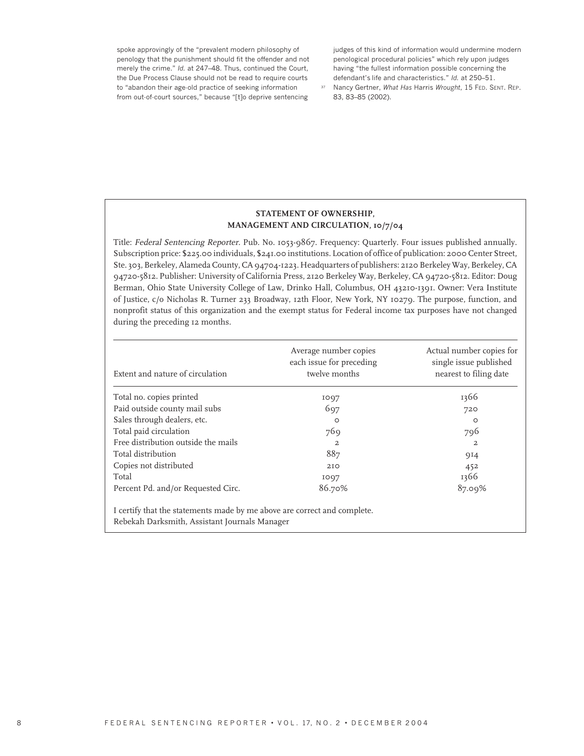spoke approvingly of the "prevalent modern philosophy of penology that the punishment should fit the offender and not merely the crime." *Id.* at 247–48. Thus, continued the Court, the Due Process Clause should not be read to require courts to "abandon their age-old practice of seeking information from out-of-court sources," because "[t]o deprive sentencing judges of this kind of information would undermine modern penological procedural policies" which rely upon judges having "the fullest information possible concerning the defendant's life and characteristics." *Id.* at 250–51.

[37] Nancy Gertner, *What Has* Harris *Wrought*, 15 FED. SENT. REP. 83, 83–85 (2002).

**STATEMENT OF OWNERSHIP, MANAGEMENT AND CIRCULATION, 10/7/04**

Title: *Federal Sentencing Reporter*. Pub. No. 1053-9867. Frequency: Quarterly. Four issues published annually. Subscription price: $225.00 individuals, $241.00 institutions. Location of office of publication: 2000 Center Street, Ste. 303, Berkeley, Alameda County, CA 94704-1223. Headquarters of publishers: 2120 Berkeley Way, Berkeley, CA 94720-5812. Publisher: University of California Press, 2120 Berkeley Way, Berkeley, CA 94720-5812. Editor: Doug Berman, Ohio State University College of Law, Drinko Hall, Columbus, OH 43210-1391. Owner: Vera Institute of Justice, c/o Nicholas R. Turner 233 Broadway, 12th Floor, New York, NY 10279. The purpose, function, and nonprofit status of this organization and the exempt status for Federal income tax purposes have not changed during the preceding 12 months.

| Extent and nature of circulation | Average number copies each issue for preceding twelve months | Actual number copies for single issue published nearest to filing date |
|---|---|---|
| Total no. copies printed | 1097 | 1366 |
| Paid outside county mail subs | 697 | 720 |
| Sales through dealers, etc. | 0 | 0 |
| Total paid circulation | 769 | 796 |
| Free distribution outside the mails | 2 | 2 |
| Total distribution | 887 | 914 |
| Copies not distributed | 210 | 452 |
| Total | 1097 | 1366 |
| Percent Pd. and/or Requested Circ. | 86.70% | 87.09% |

I certify that the statements made by me above are correct and complete.
Rebekah Darksmith, Assistant Journals Manager